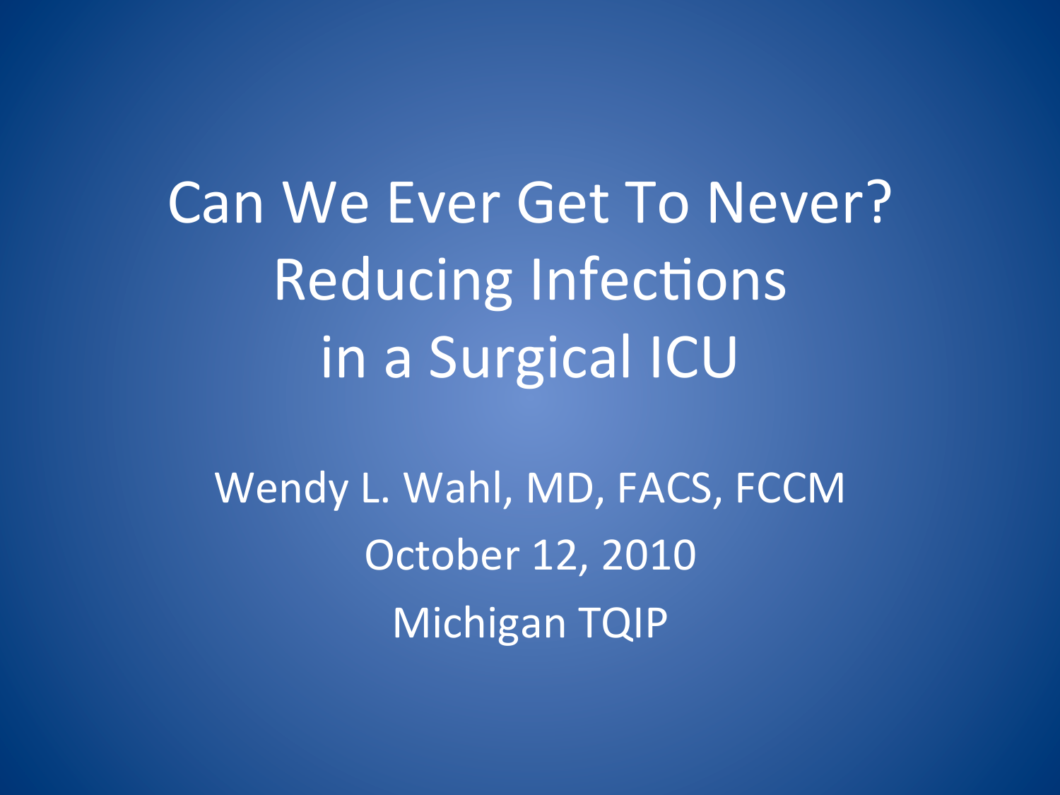# Can We Ever Get To Never? Reducing Infections in a Surgical ICU

Wendy L. Wahl, MD, FACS, FCCM

October 12, 2010

Michigan TQIP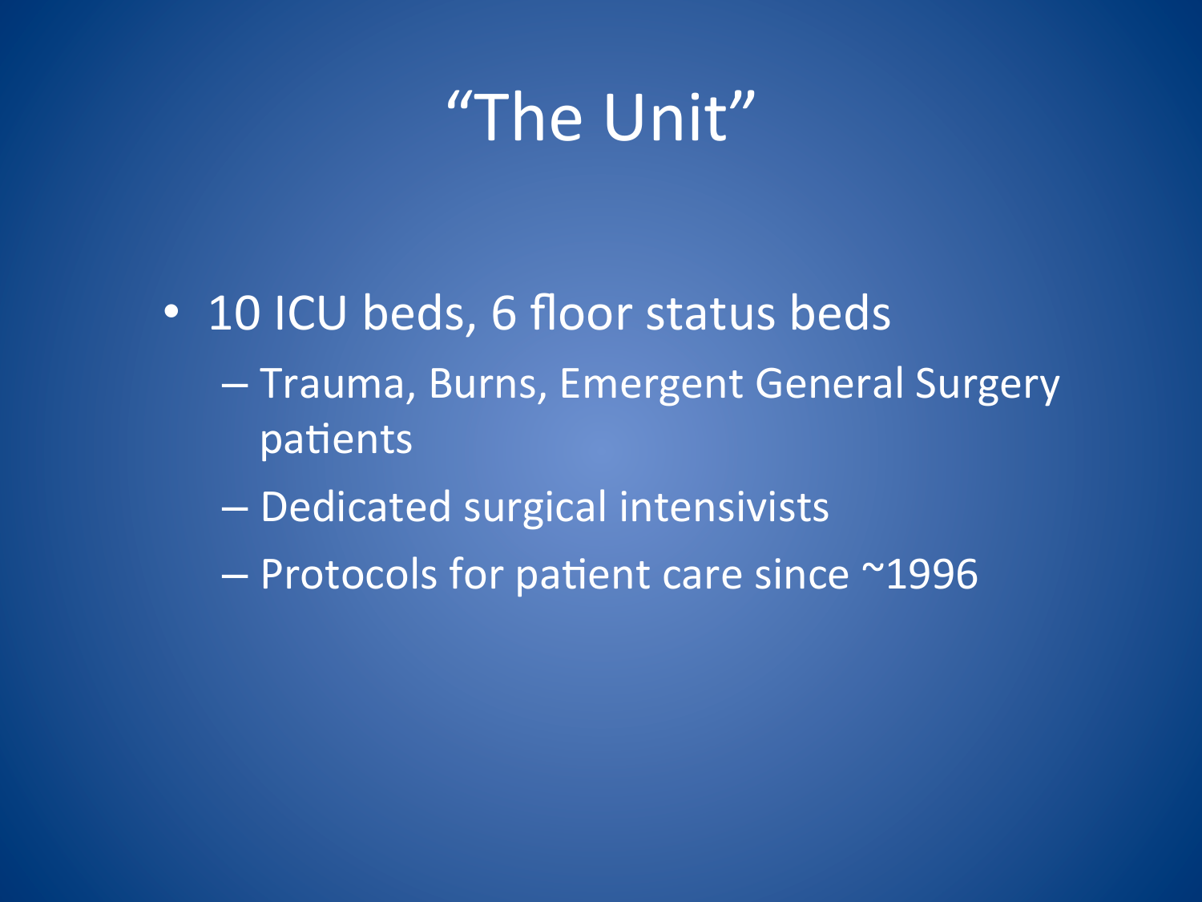# "The Unit"

- 10 ICU beds, 6 floor status beds
  - Trauma, Burns, Emergent General Surgery patients
  - Dedicated surgical intensivists
  - Protocols for patient care since ~1996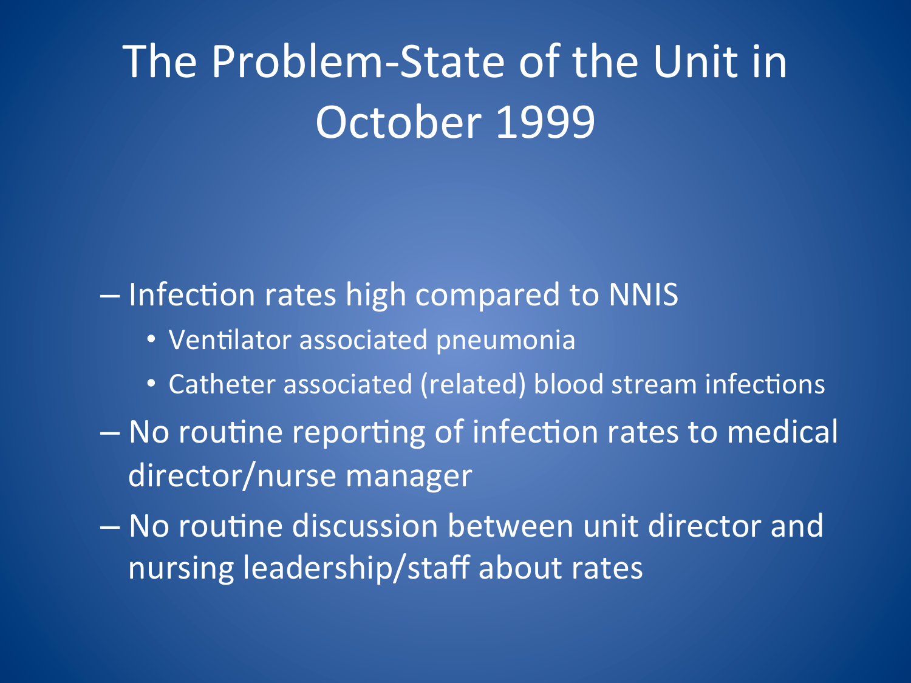# The Problem-State of the Unit in October 1999

- Infection rates high compared to NNIS
  - Ventilator associated pneumonia
  - Catheter associated (related) blood stream infections
- No routine reporting of infection rates to medical director/nurse manager
- No routine discussion between unit director and nursing leadership/staff about rates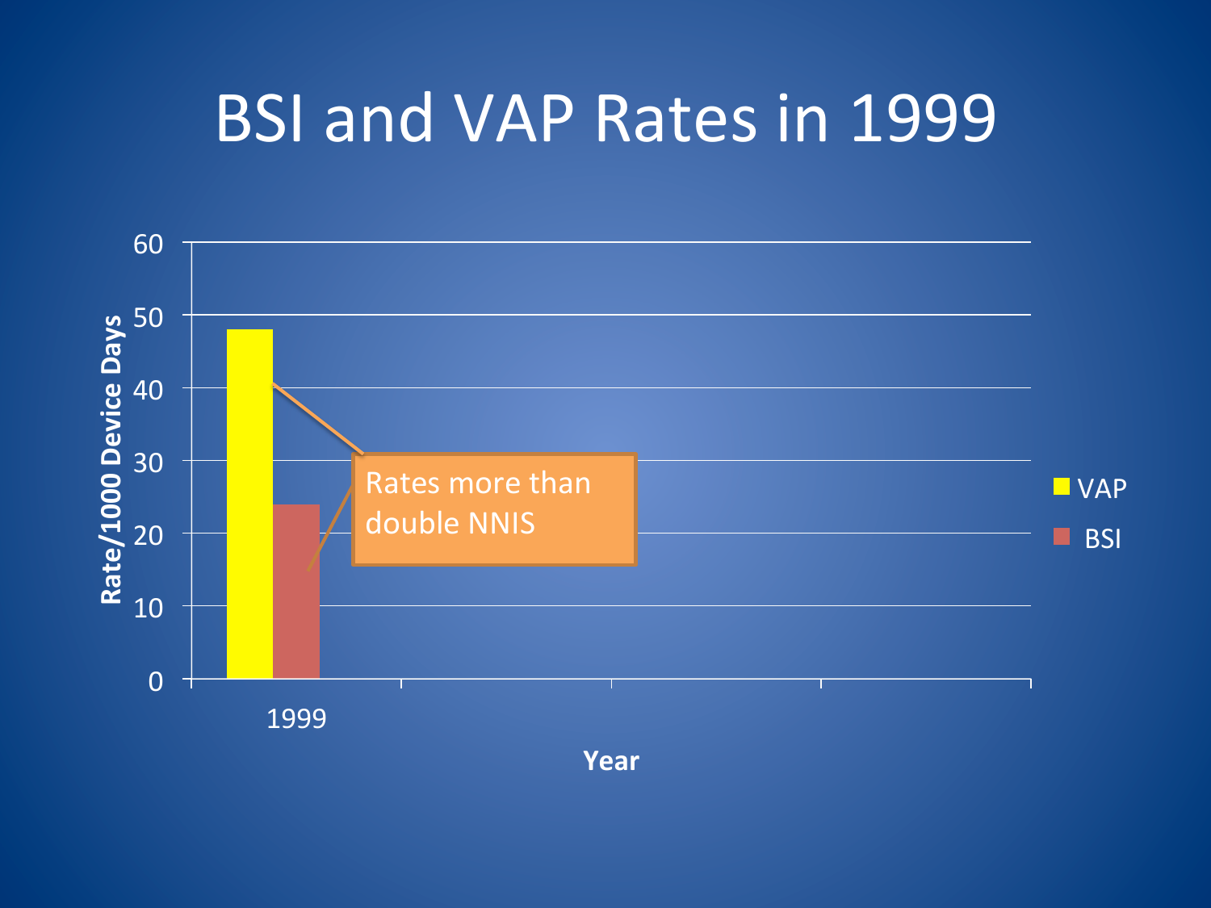# BSI and VAP Rates in 1999

Rate/1000 Device Days

60
50
40
30
20
10
0

1999

Year

VAP
BSI

Rates more than double NNIS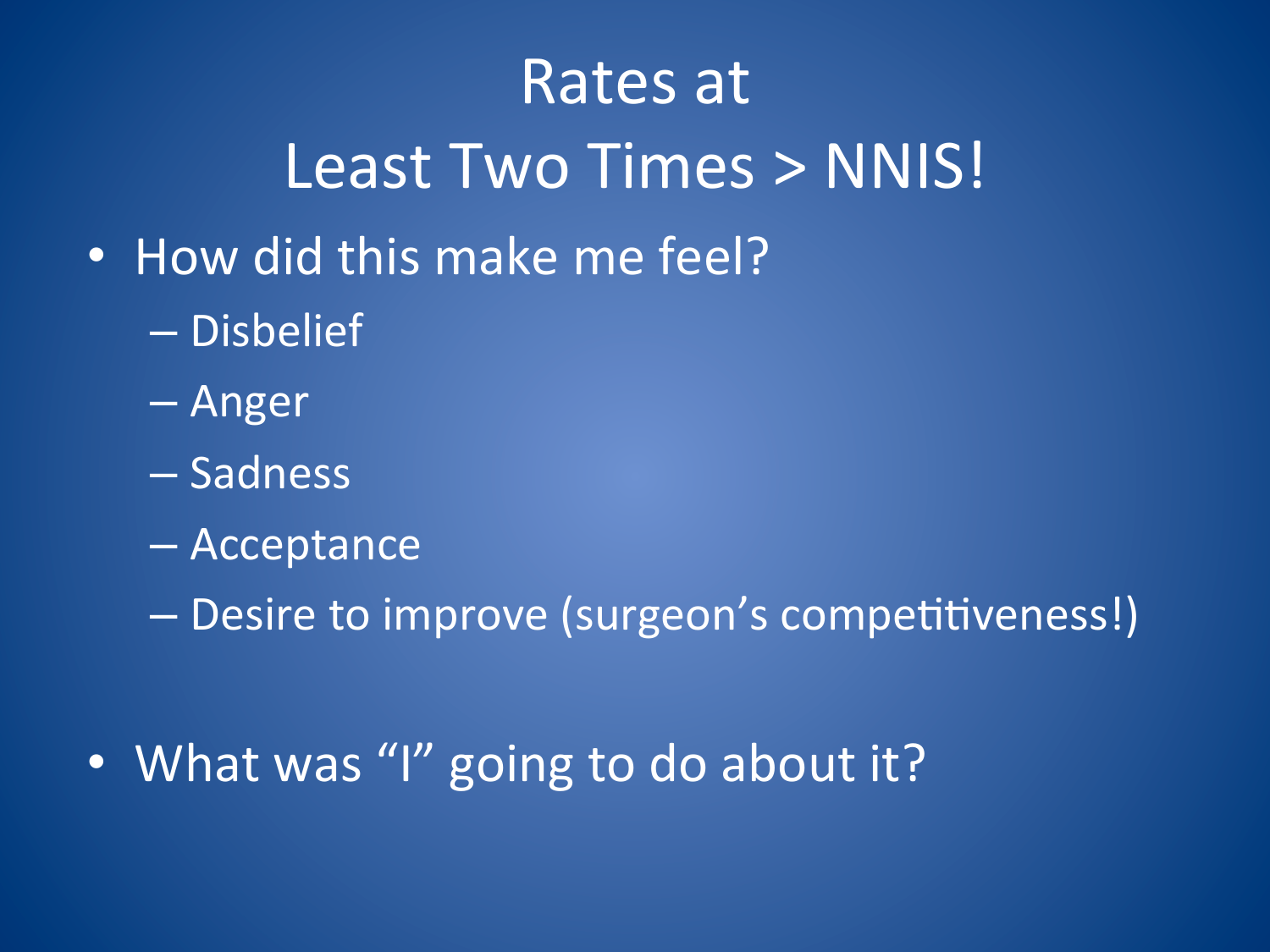# Rates at Least Two Times > NNIS!

- How did this make me feel?
  - Disbelief
  - Anger
  - Sadness
  - Acceptance
  - Desire to improve (surgeon's competitiveness!)
- What was "I" going to do about it?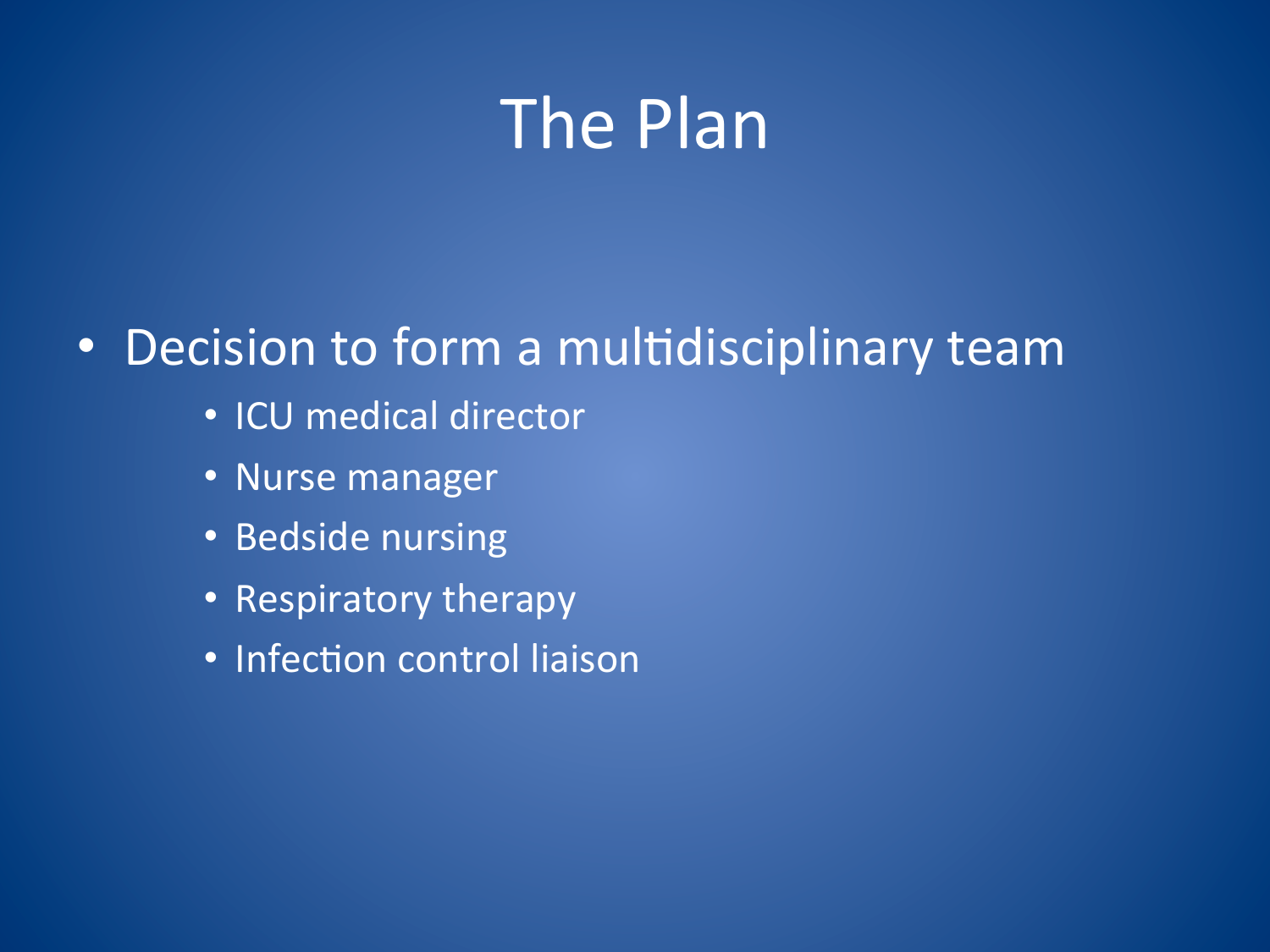# The Plan

- Decision to form a multidisciplinary team
  - ICU medical director
  - Nurse manager
  - Bedside nursing
  - Respiratory therapy
  - Infection control liaison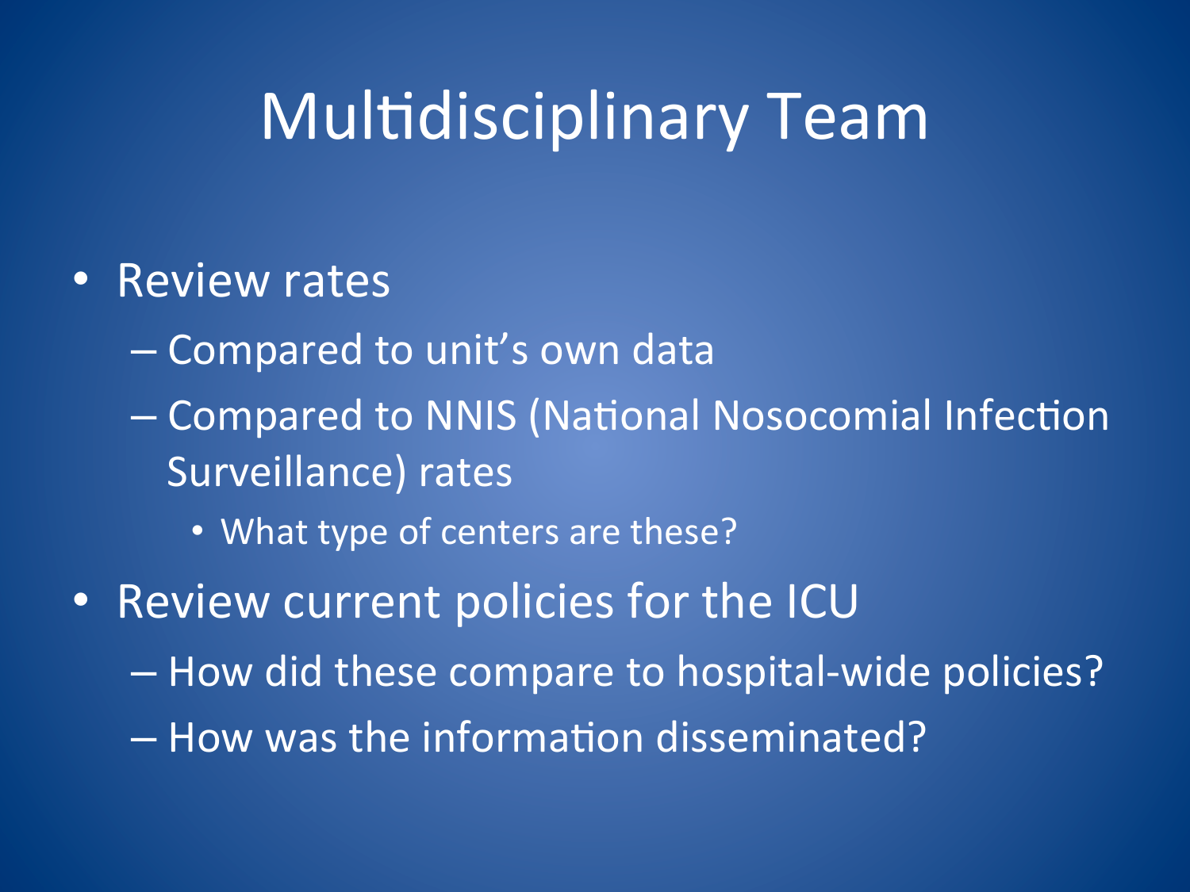# Multidisciplinary Team

- Review rates
  - Compared to unit's own data
  - Compared to NNIS (National Nosocomial Infection Surveillance) rates
    - What type of centers are these?
- Review current policies for the ICU
  - How did these compare to hospital-wide policies?
  - How was the information disseminated?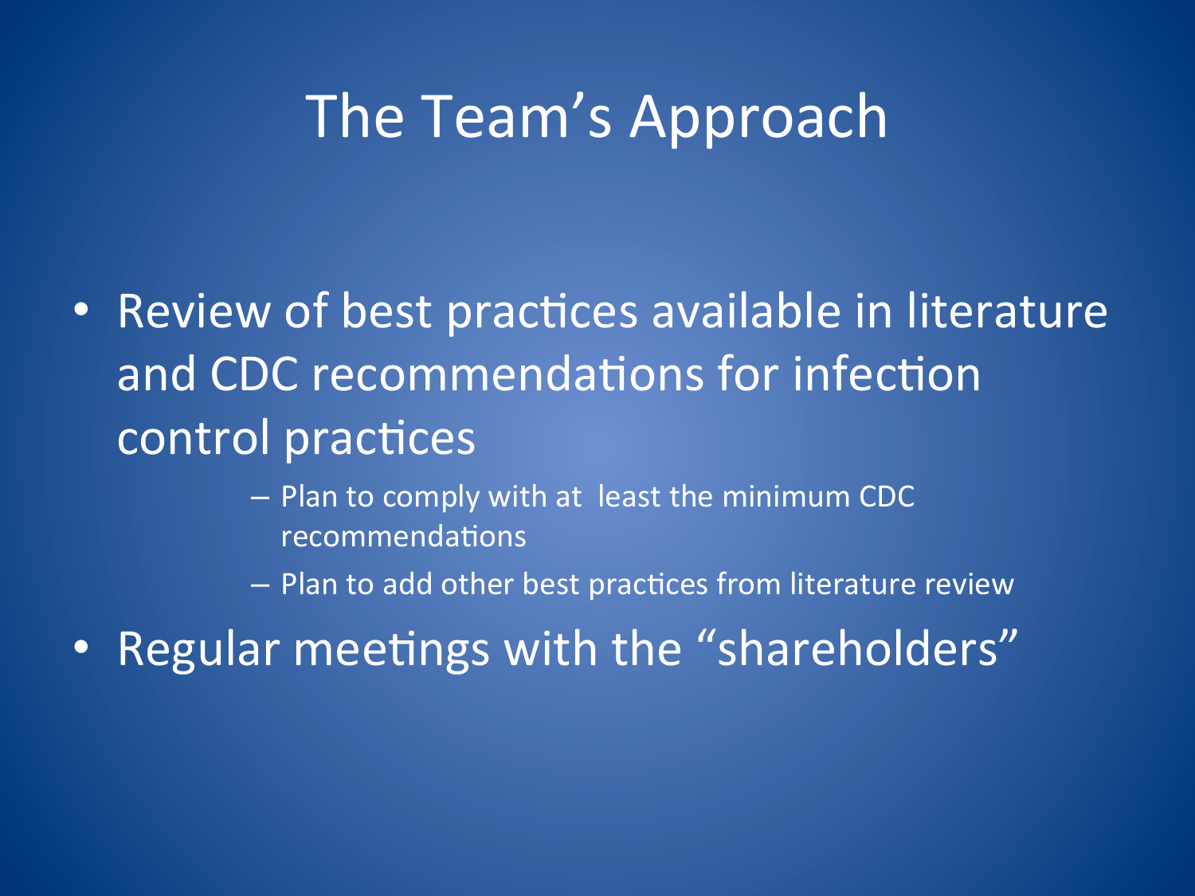# The Team's Approach

- Review of best practices available in literature and CDC recommendations for infection control practices
  - Plan to comply with at least the minimum CDC recommendations
  - Plan to add other best practices from literature review
- Regular meetings with the "shareholders"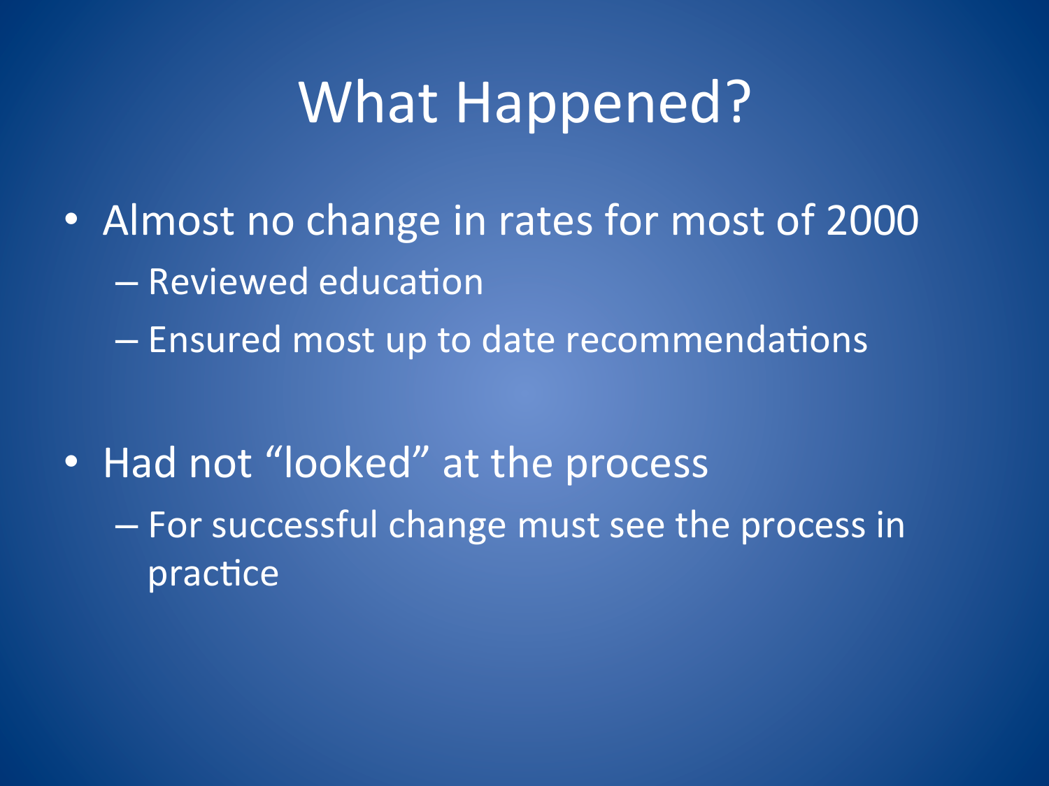# What Happened?

- Almost no change in rates for most of 2000
  - Reviewed education
  - Ensured most up to date recommendations
- Had not “looked” at the process
  - For successful change must see the process in practice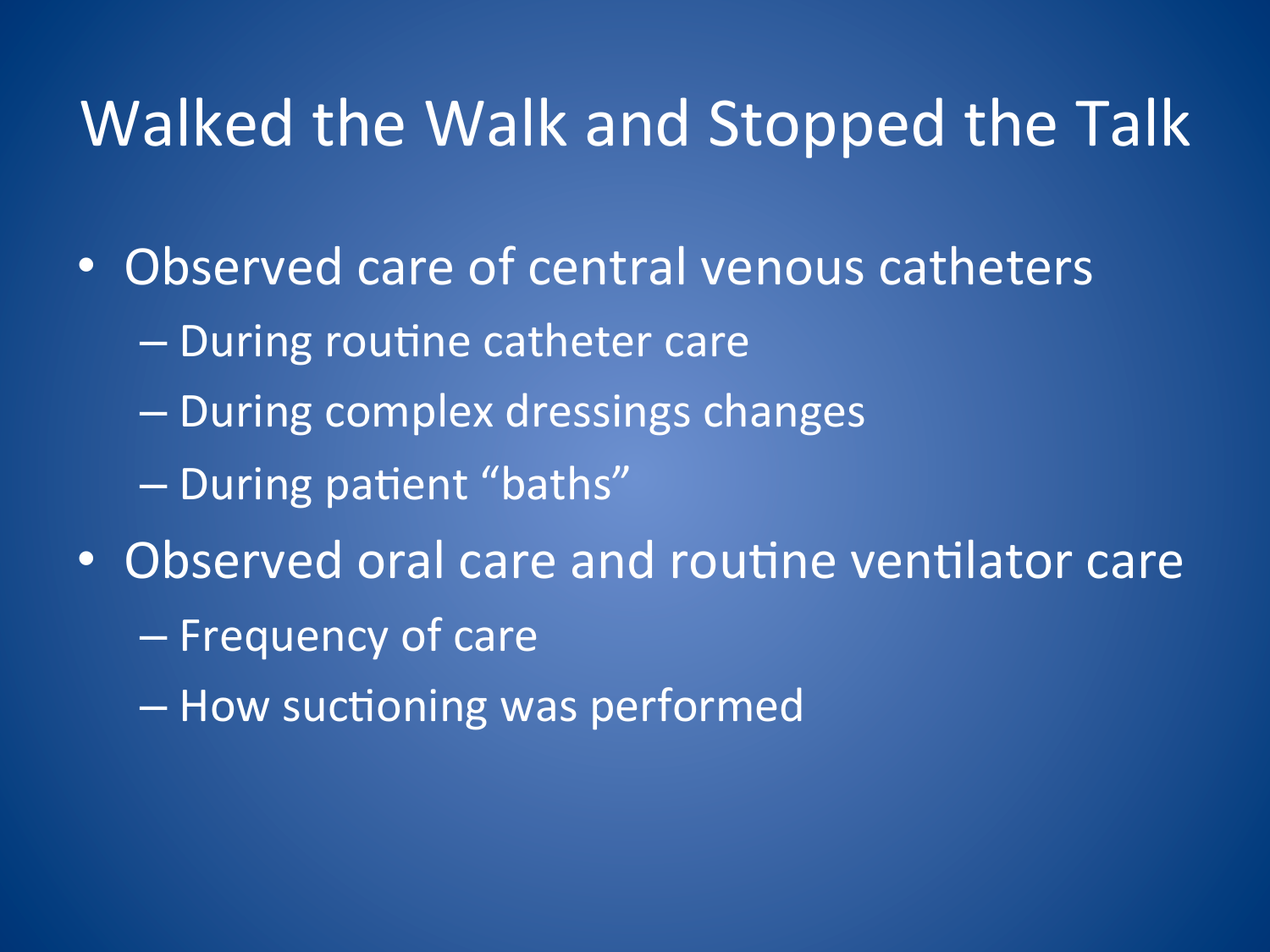# Walked the Walk and Stopped the Talk

- Observed care of central venous catheters
  - During routine catheter care
  - During complex dressings changes
  - During patient "baths"
- Observed oral care and routine ventilator care
  - Frequency of care
  - How suctioning was performed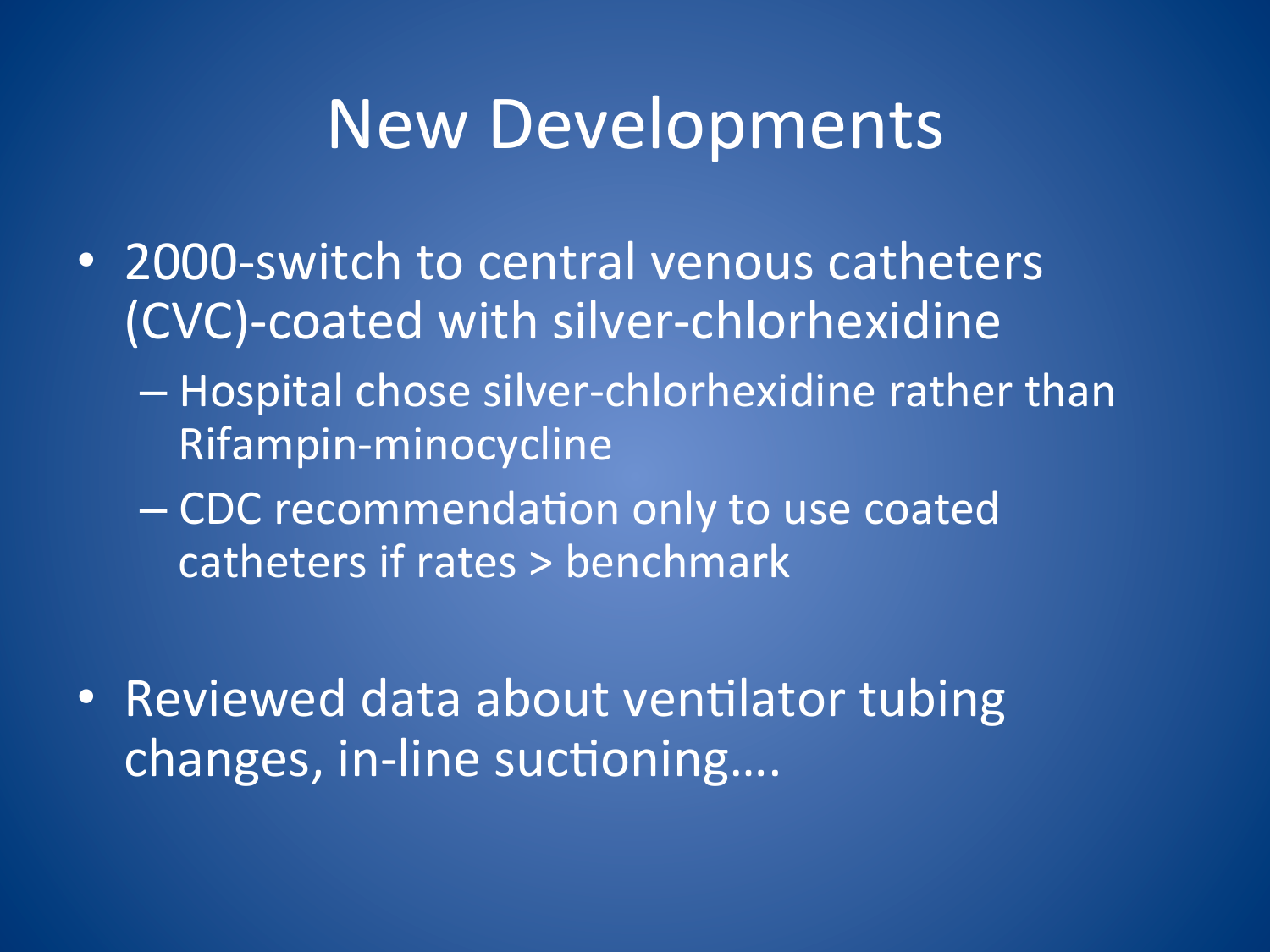# New Developments

- 2000-switch to central venous catheters (CVC)-coated with silver-chlorhexidine
  - Hospital chose silver-chlorhexidine rather than Rifampin-minocycline
  - CDC recommendation only to use coated catheters if rates > benchmark

- Reviewed data about ventilator tubing changes, in-line suctioning….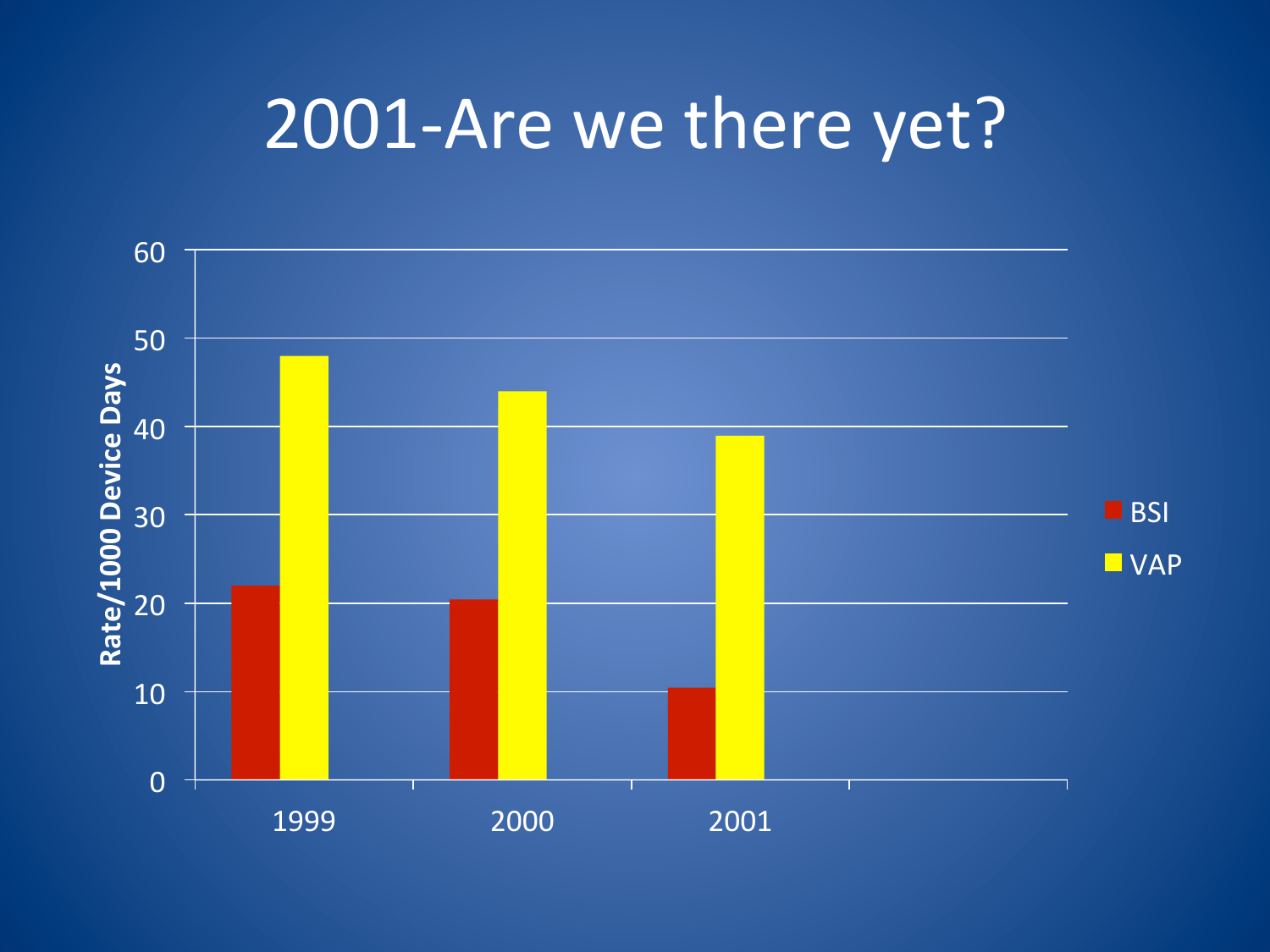# 2001-Are we there yet?

| Year | BSI | VAP |
|---|---|---|
| 1999 | 22 | 48 |
| 2000 | 20.5 | 44 |
| 2001 | 10.5 | 39 |

Rate/1000 Device Days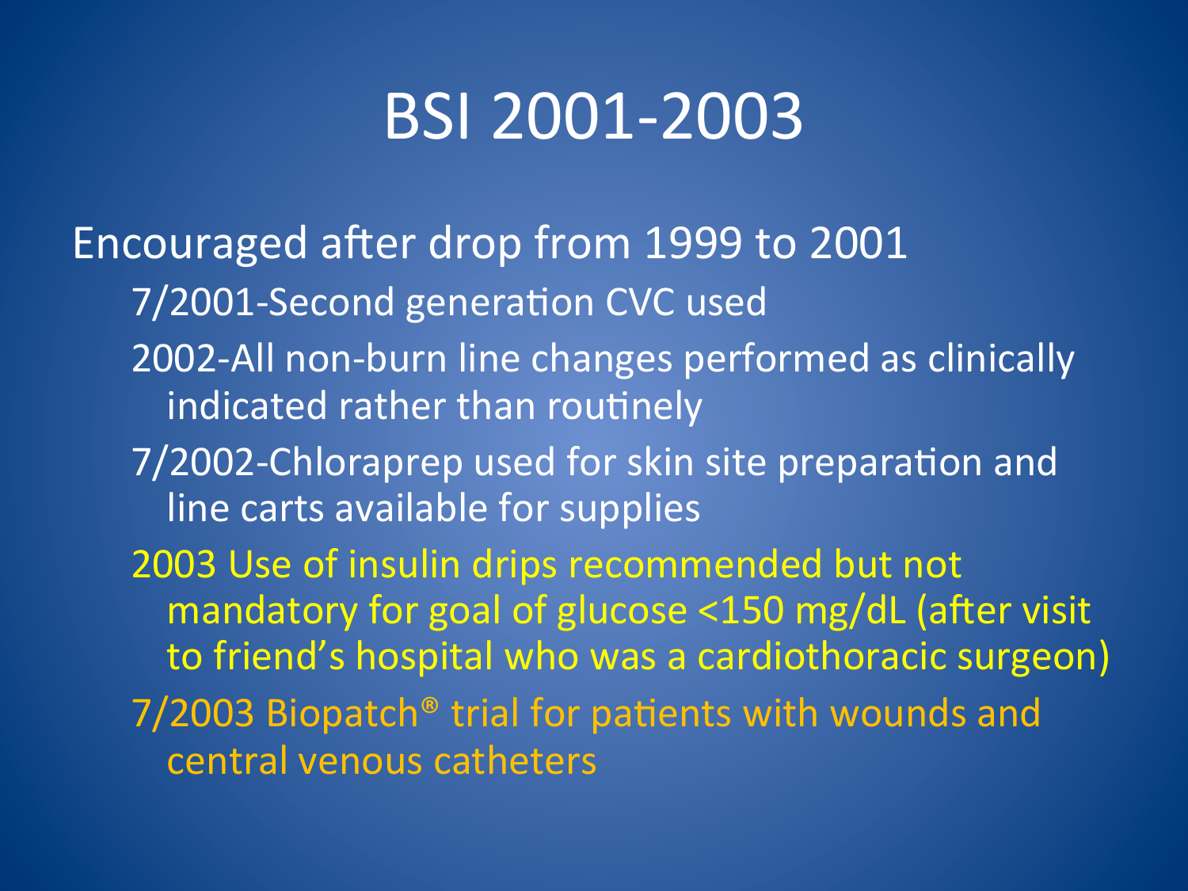# BSI 2001-2003

Encouraged after drop from 1999 to 2001

- 7/2001-Second generation CVC used
- 2002-All non-burn line changes performed as clinically indicated rather than routinely
- 7/2002-Chloraprep used for skin site preparation and line carts available for supplies
- 2003 Use of insulin drips recommended but not mandatory for goal of glucose <150 mg/dL (after visit to friend's hospital who was a cardiothoracic surgeon)
- 7/2003 Biopatch® trial for patients with wounds and central venous catheters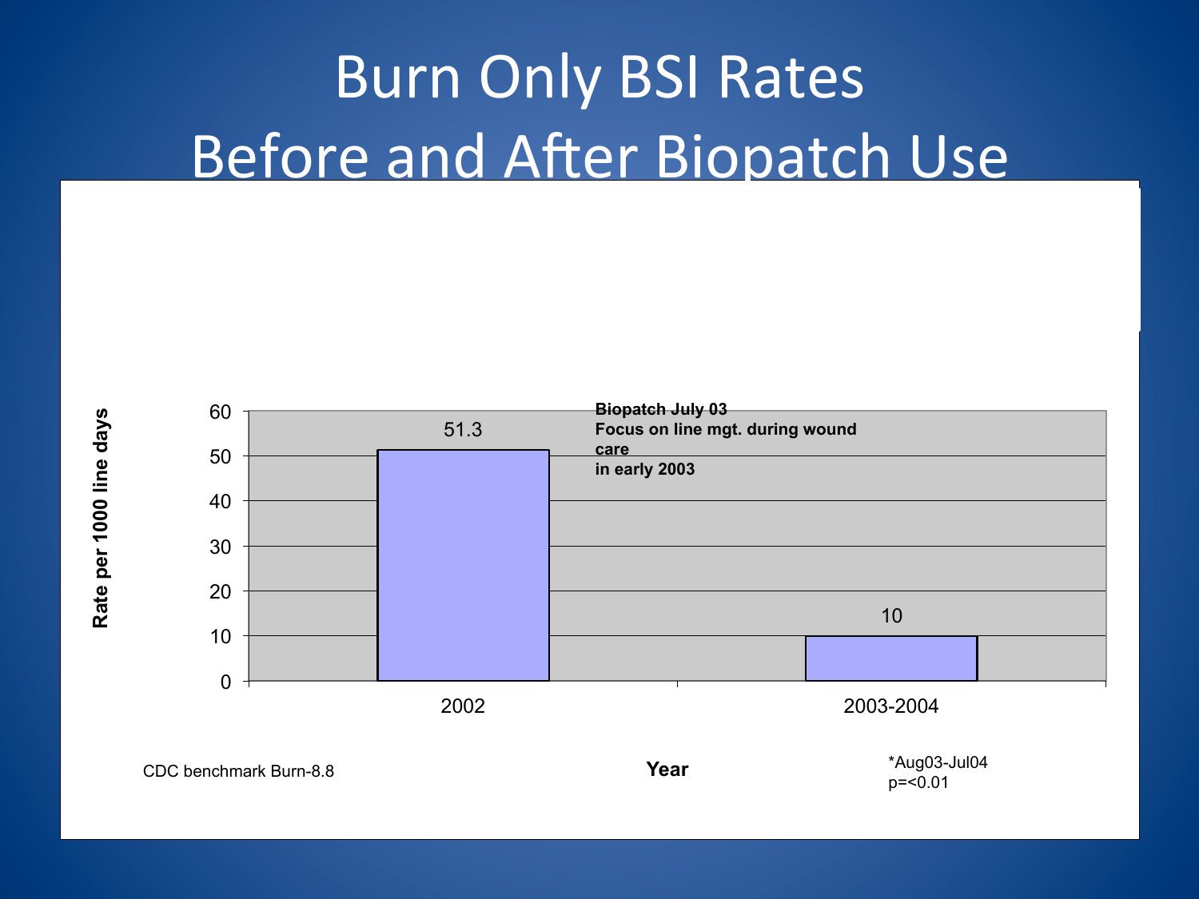# Burn Only BSI Rates Before and After Biopatch Use

| Year | Rate per 1000 line days |
|---|---|
| 2002 | 51.3 |
| 2003-2004 | 10 |

**Biopatch July 03**
**Focus on line mgt. during wound care in early 2003**

CDC benchmark Burn-8.8

*Aug03-Jul04
p=<0.01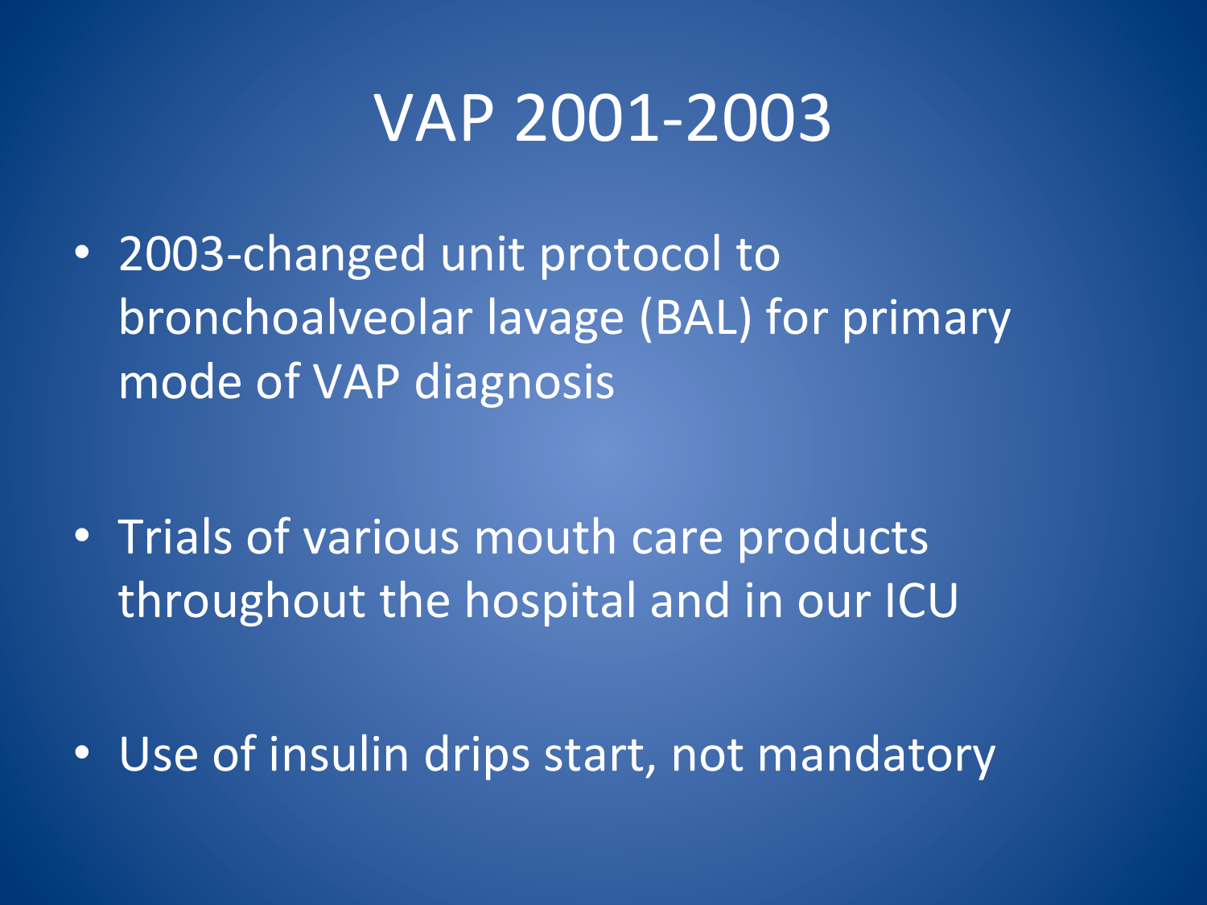# VAP 2001-2003

- 2003-changed unit protocol to bronchoalveolar lavage (BAL) for primary mode of VAP diagnosis
- Trials of various mouth care products throughout the hospital and in our ICU
- Use of insulin drips start, not mandatory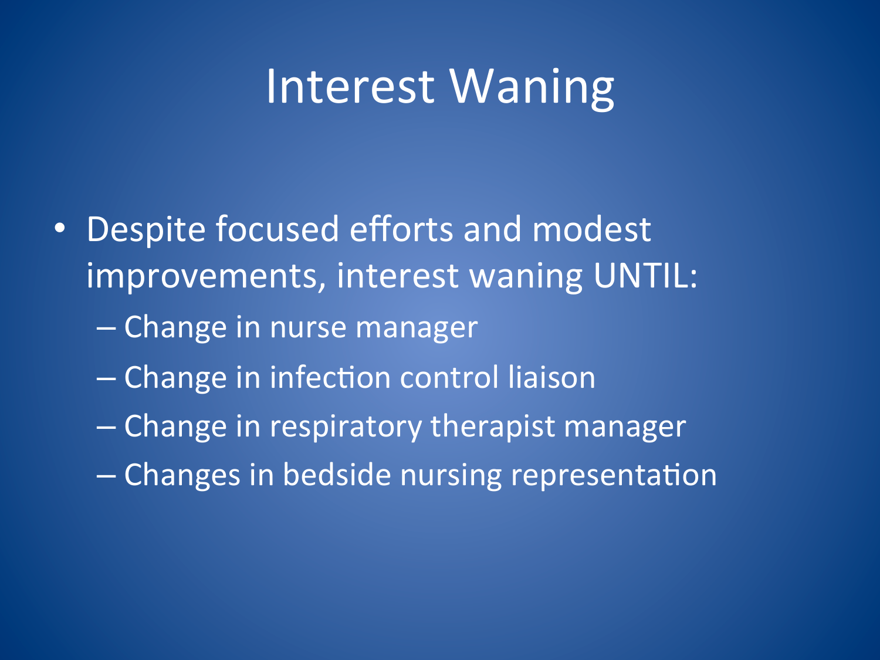# Interest Waning

- Despite focused efforts and modest improvements, interest waning UNTIL:
  - Change in nurse manager
  - Change in infection control liaison
  - Change in respiratory therapist manager
  - Changes in bedside nursing representation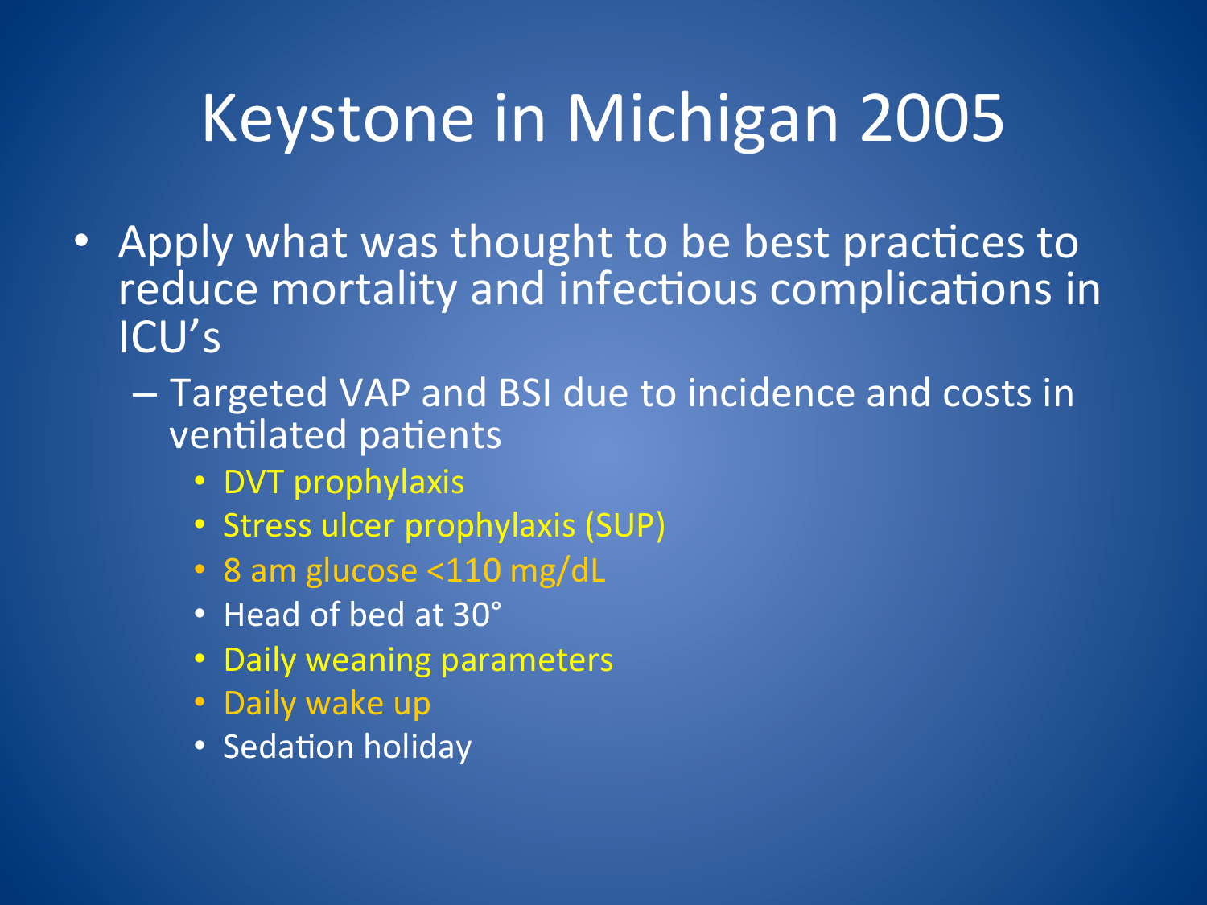# Keystone in Michigan 2005

- Apply what was thought to be best practices to reduce mortality and infectious complications in ICU's
  - Targeted VAP and BSI due to incidence and costs in ventilated patients
    - DVT prophylaxis
    - Stress ulcer prophylaxis (SUP)
    - 8 am glucose <110 mg/dL
    - Head of bed at 30°
    - Daily weaning parameters
    - Daily wake up
    - Sedation holiday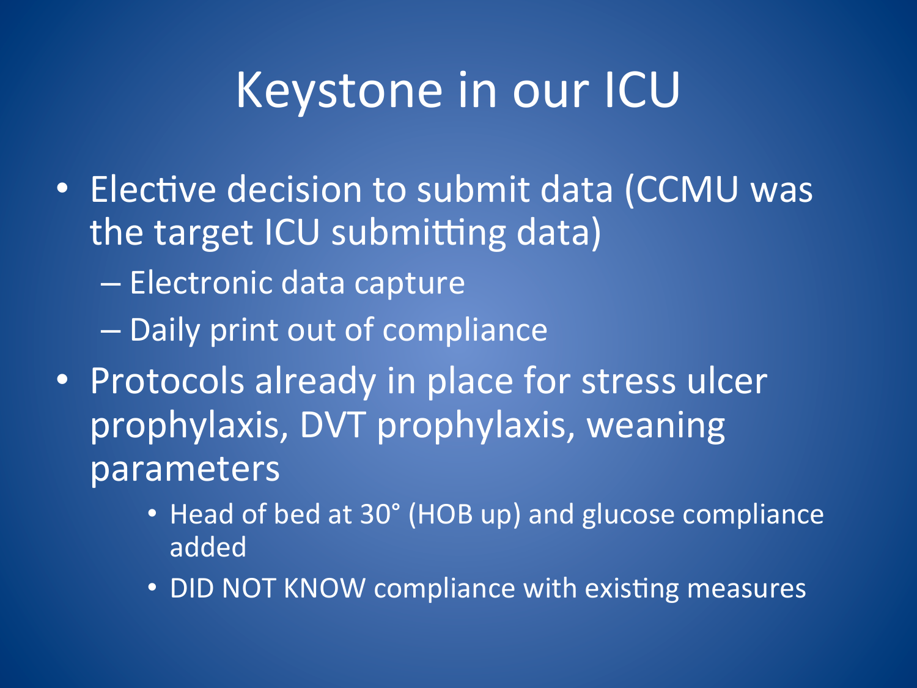# Keystone in our ICU

- Elective decision to submit data (CCMU was the target ICU submitting data)
  - Electronic data capture
  - Daily print out of compliance
- Protocols already in place for stress ulcer prophylaxis, DVT prophylaxis, weaning parameters
    - Head of bed at 30° (HOB up) and glucose compliance added
    - DID NOT KNOW compliance with existing measures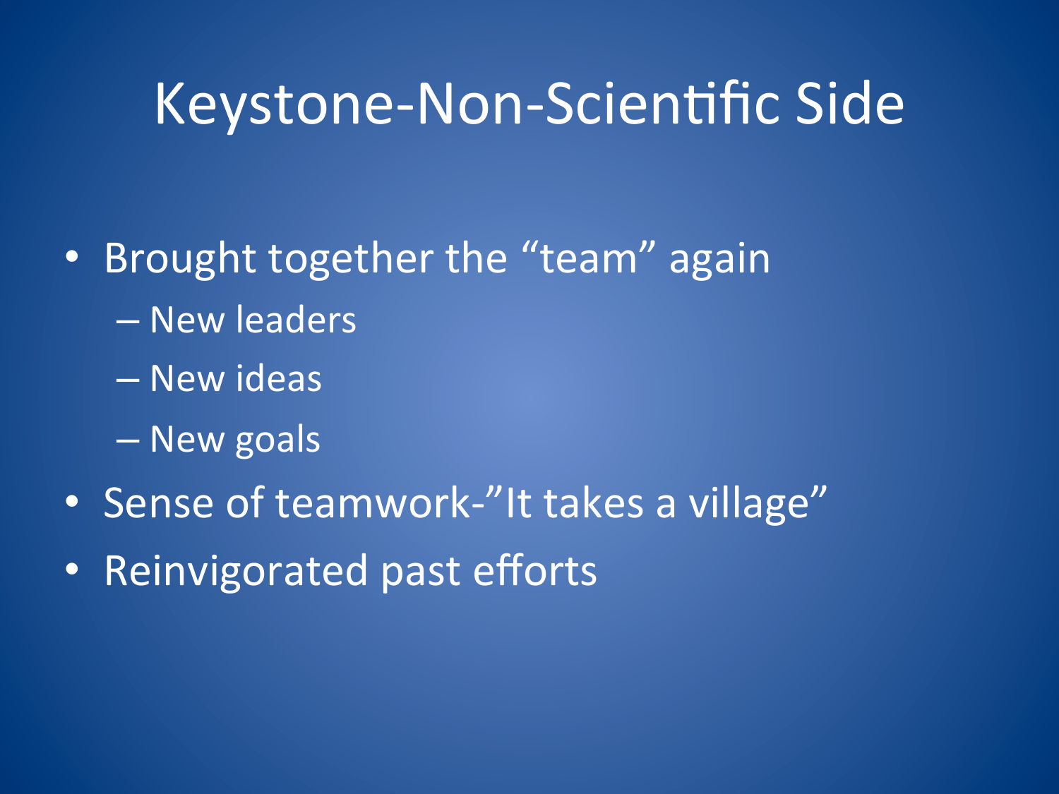# Keystone-Non-Scientific Side

- Brought together the “team” again
  - New leaders
  - New ideas
  - New goals
- Sense of teamwork-”It takes a village”
- Reinvigorated past efforts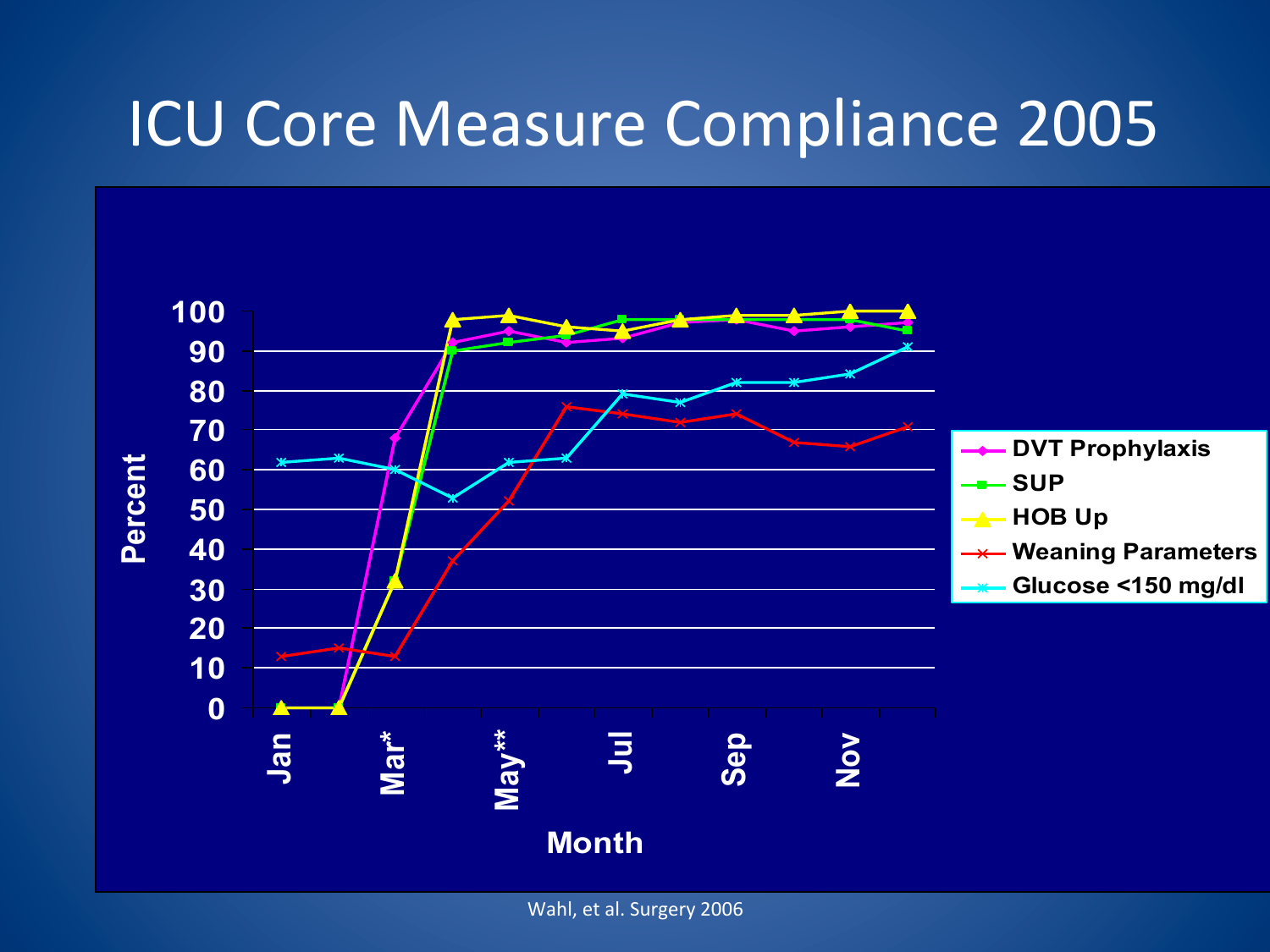# ICU Core Measure Compliance 2005

Wahl, et al. Surgery 2006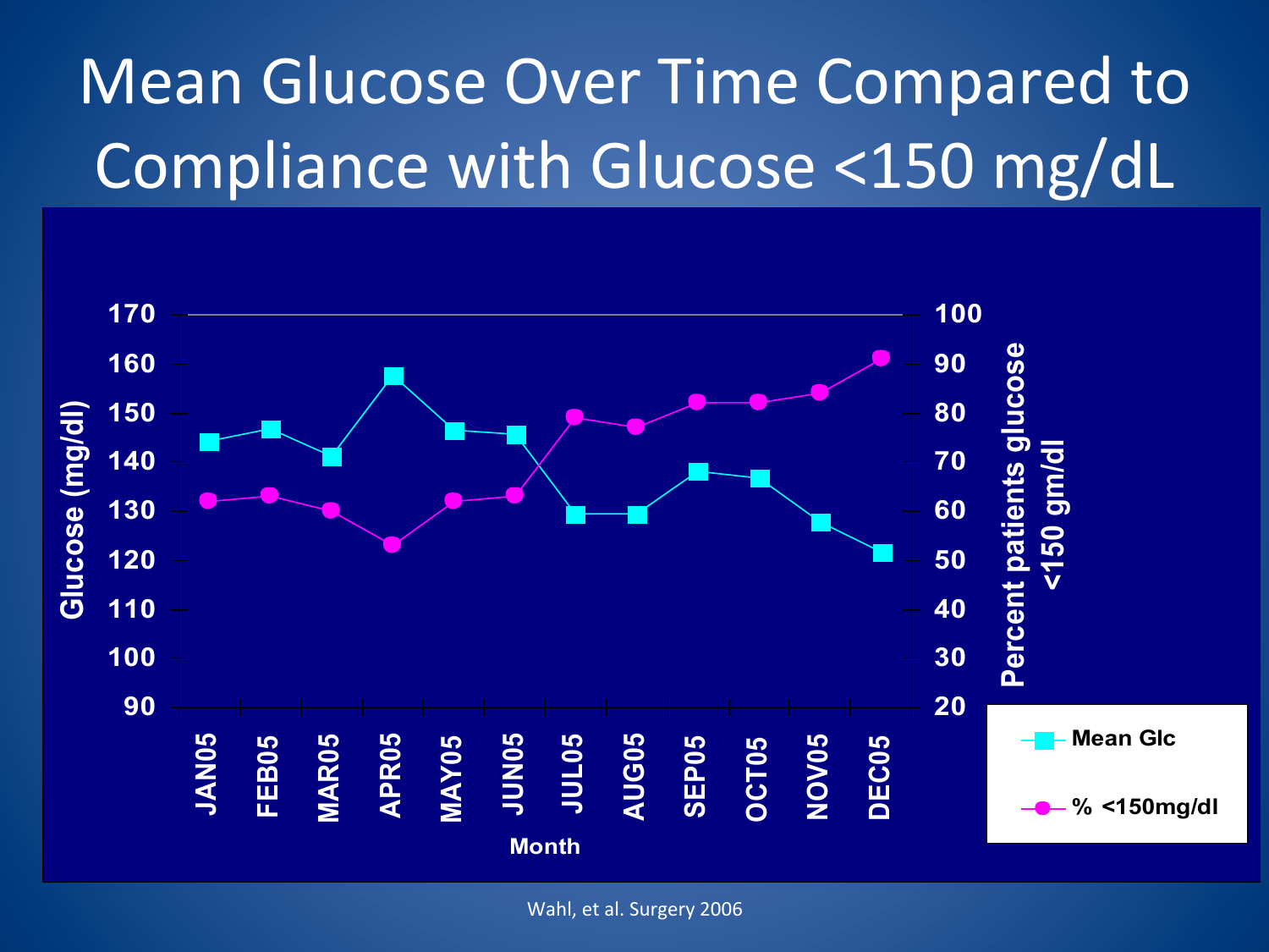# Mean Glucose Over Time Compared to Compliance with Glucose <150 mg/dL

Wahl, et al. Surgery 2006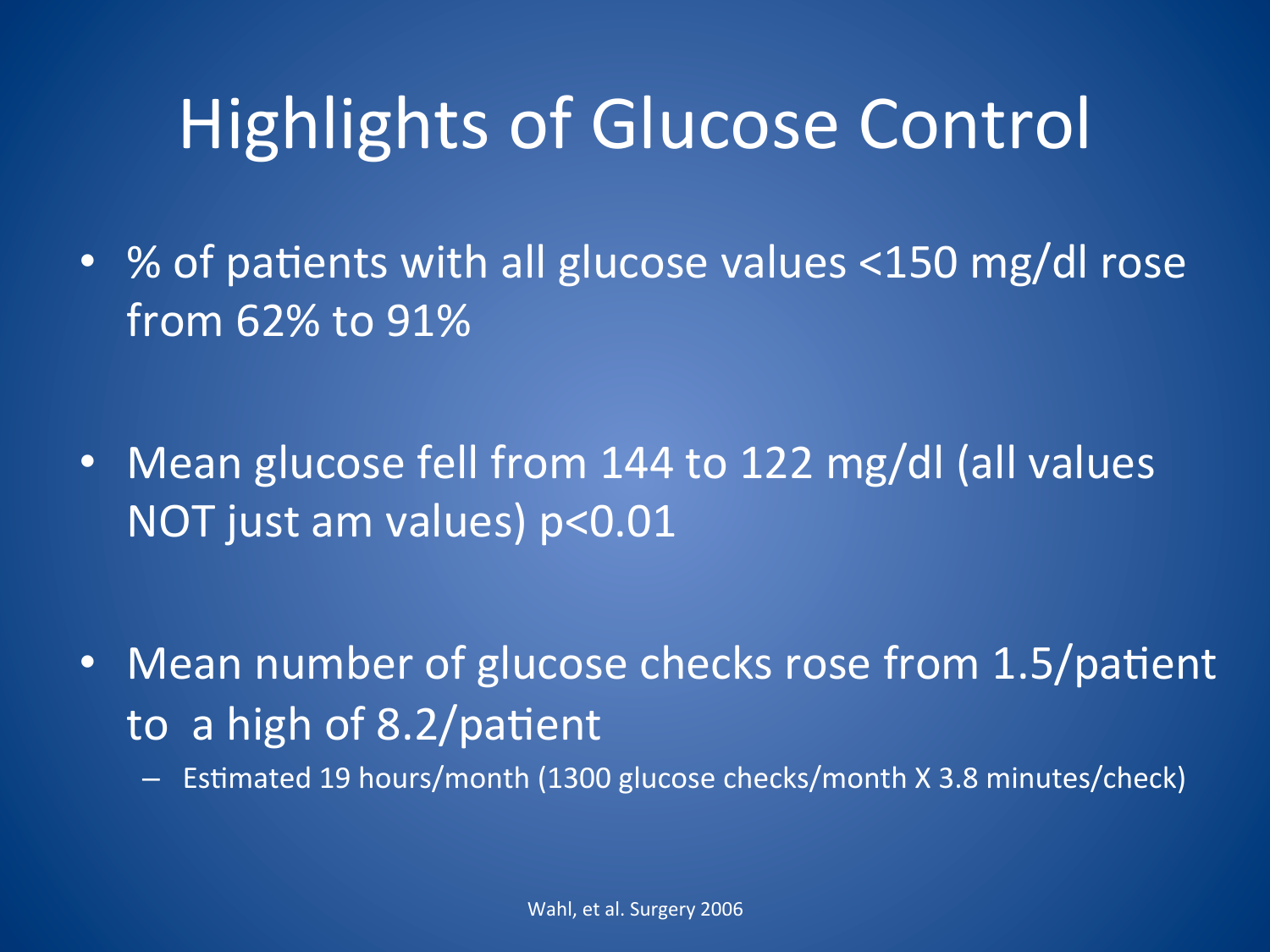# Highlights of Glucose Control

- % of patients with all glucose values <150 mg/dl rose from 62% to 91%
- Mean glucose fell from 144 to 122 mg/dl (all values NOT just am values) $p<0.01$
- Mean number of glucose checks rose from 1.5/patient to a high of 8.2/patient
  - Estimated 19 hours/month (1300 glucose checks/month X 3.8 minutes/check)

Wahl, et al. Surgery 2006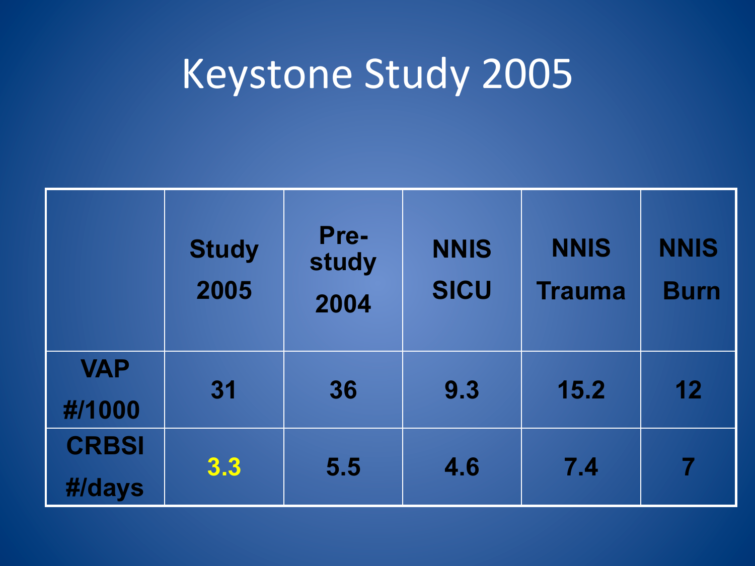# Keystone Study 2005

| | Study 2005 | Pre-study 2004 | NNIS SICU | NNIS Trauma | NNIS Burn |
|---|---|---|---|---|---|
| VAP #/1000 | 31 | 36 | 9.3 | 15.2 | 12 |
| CRBSI #/days | 3.3 | 5.5 | 4.6 | 7.4 | 7 |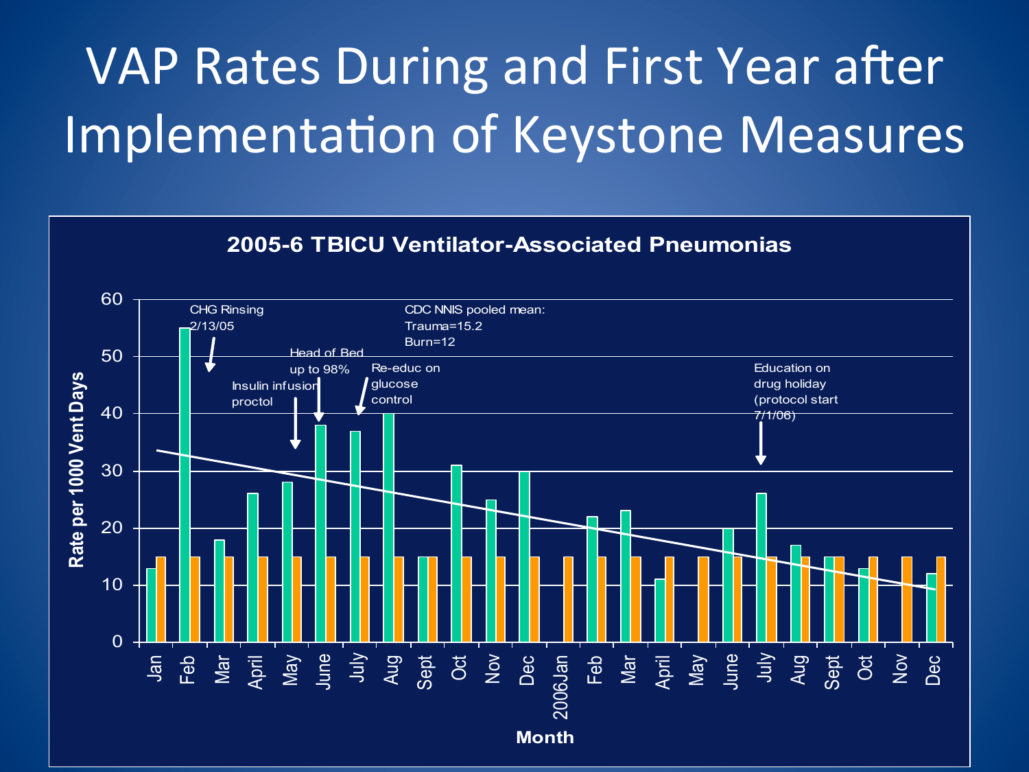# VAP Rates During and First Year after Implementation of Keystone Measures

**2005-6 TBICU Ventilator-Associated Pneumonias**

CHG Rinsing 2/13/05

CDC NNIS pooled mean:
Trauma=15.2
Burn=12

Head of Bed up to 98%

Insulin infusion proctol

Re-educ on glucose control

Education on drug holiday (protocol start 7/1/06)

Rate per 1000 Vent Days

0, 10, 20, 30, 40, 50, 60

Jan, Feb, Mar, April, May, June, July, Aug, Sept, Oct, Nov, Dec, 2006Jan, Feb, Mar, April, May, June, July, Aug, Sept, Oct, Nov, Dec

Month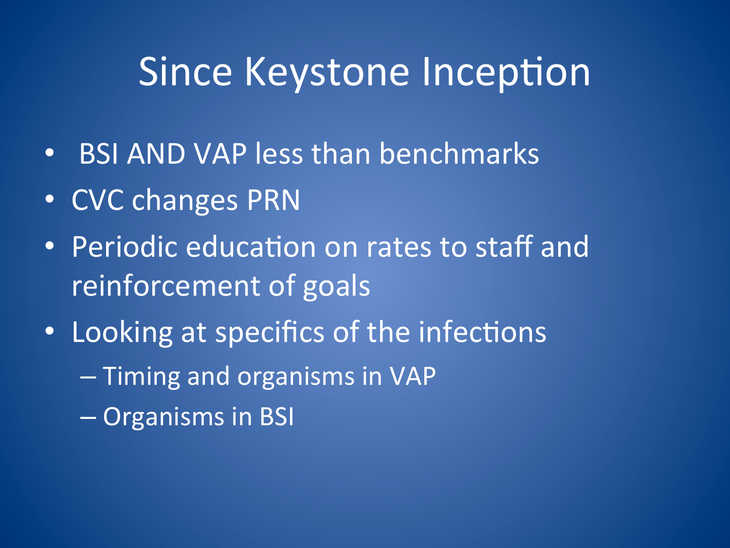# Since Keystone Inception

- BSI AND VAP less than benchmarks
- CVC changes PRN
- Periodic education on rates to staff and reinforcement of goals
- Looking at specifics of the infections
  - Timing and organisms in VAP
  - Organisms in BSI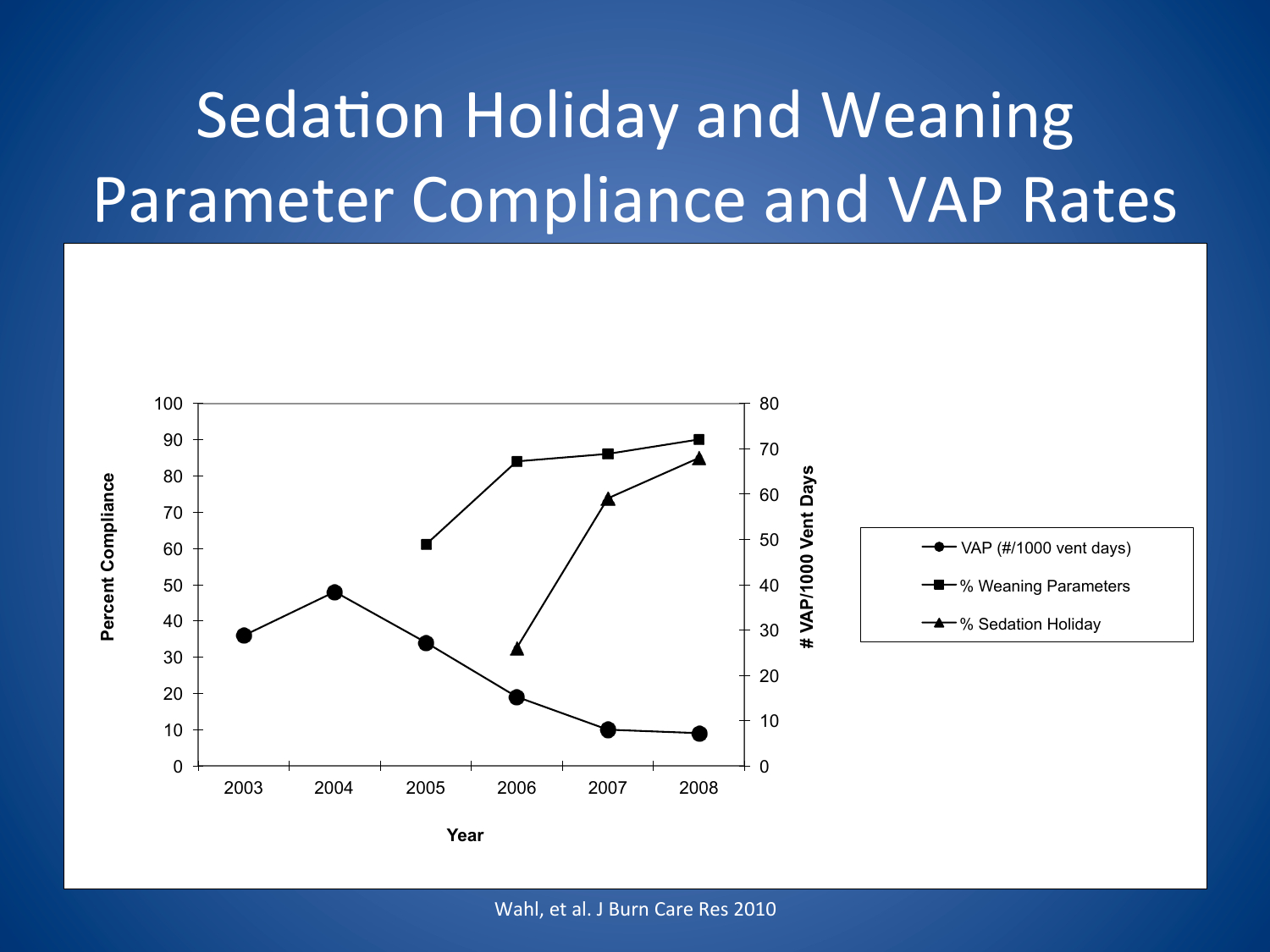# Sedation Holiday and Weaning Parameter Compliance and VAP Rates

Wahl, et al. J Burn Care Res 2010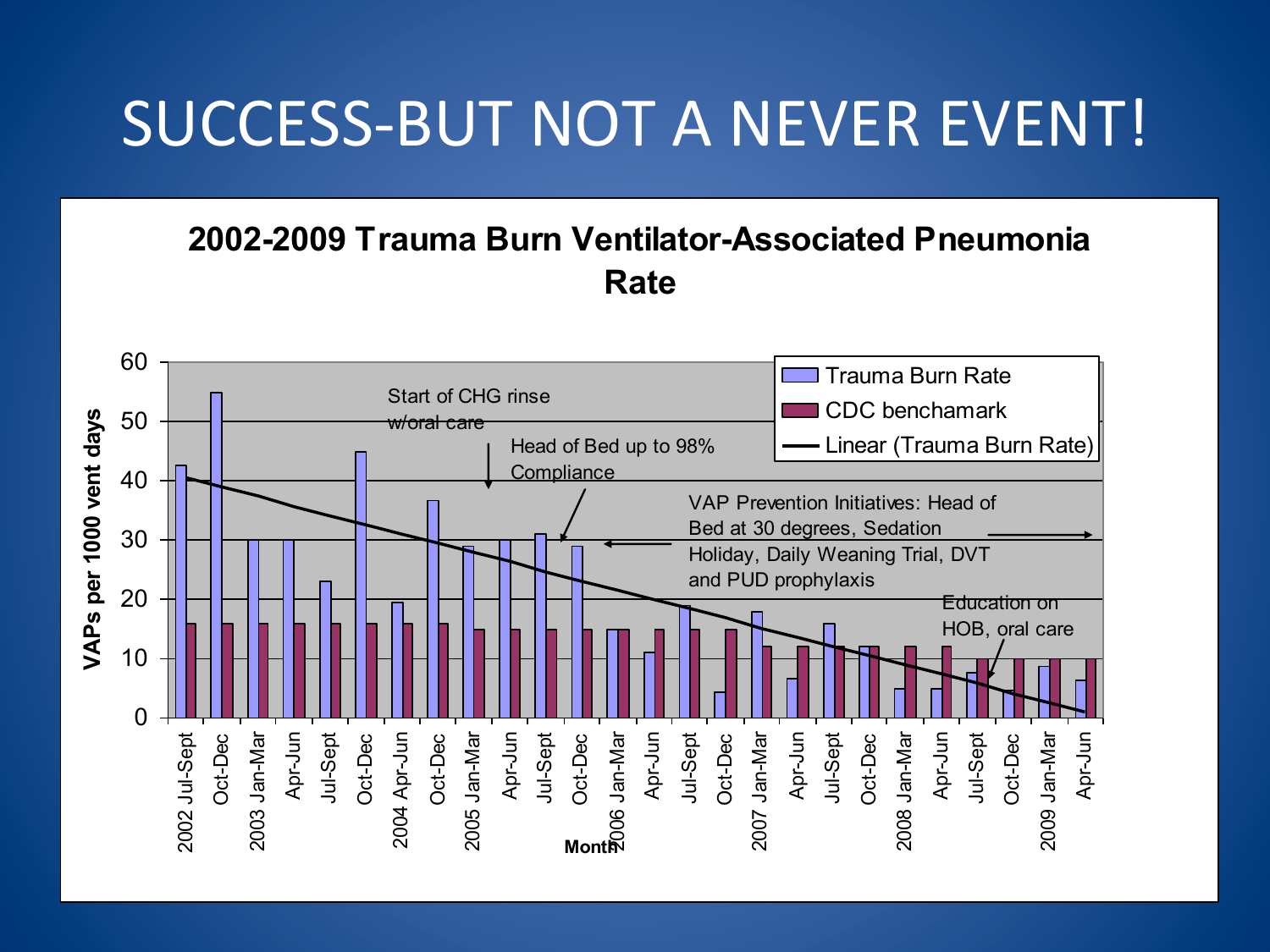# SUCCESS-BUT NOT A NEVER EVENT!

**2002-2009 Trauma Burn Ventilator-Associated Pneumonia Rate**

Start of CHG rinse w/oral care

Head of Bed up to 98% Compliance

VAP Prevention Initiatives: Head of Bed at 30 degrees, Sedation Holiday, Daily Weaning Trial, DVT and PUD prophylaxis

Education on HOB, oral care

Legend: Trauma Burn Rate; CDC benchamark; Linear (Trauma Burn Rate)

Y-axis: VAPs per 1000 vent days (0–60)

X-axis: Month — 2002 Jul-Sept, Oct-Dec, 2003 Jan-Mar, Apr-Jun, Jul-Sept, Oct-Dec, 2004 Apr-Jun, Oct-Dec, 2005 Jan-Mar, Apr-Jun, Jul-Sept, Oct-Dec, 2006 Jan-Mar, Apr-Jun, Jul-Sept, Oct-Dec, 2007 Jan-Mar, Apr-Jun, Jul-Sept, Oct-Dec, 2008 Jan-Mar, Apr-Jun, Jul-Sept, Oct-Dec, 2009 Jan-Mar, Apr-Jun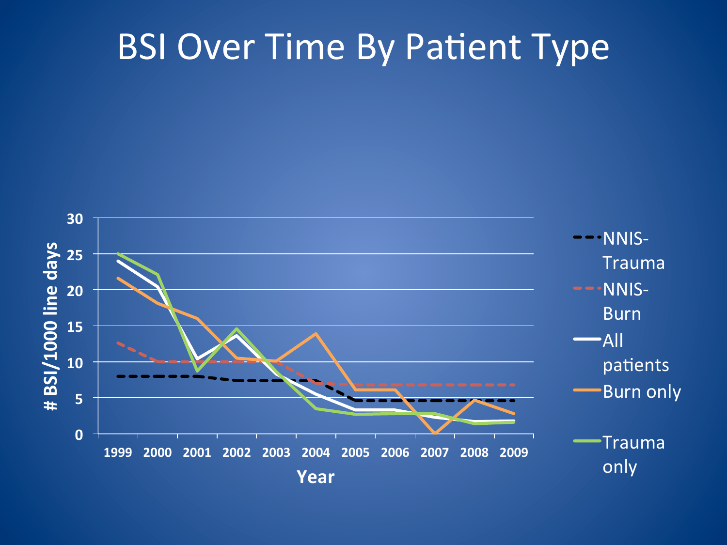# BSI Over Time By Patient Type

# BSI/1000 line days

30
25
20
15
10
5
0

1999 2000 2001 2002 2003 2004 2005 2006 2007 2008 2009

Year

NNIS-Trauma
NNIS-Burn
All patients
Burn only
Trauma only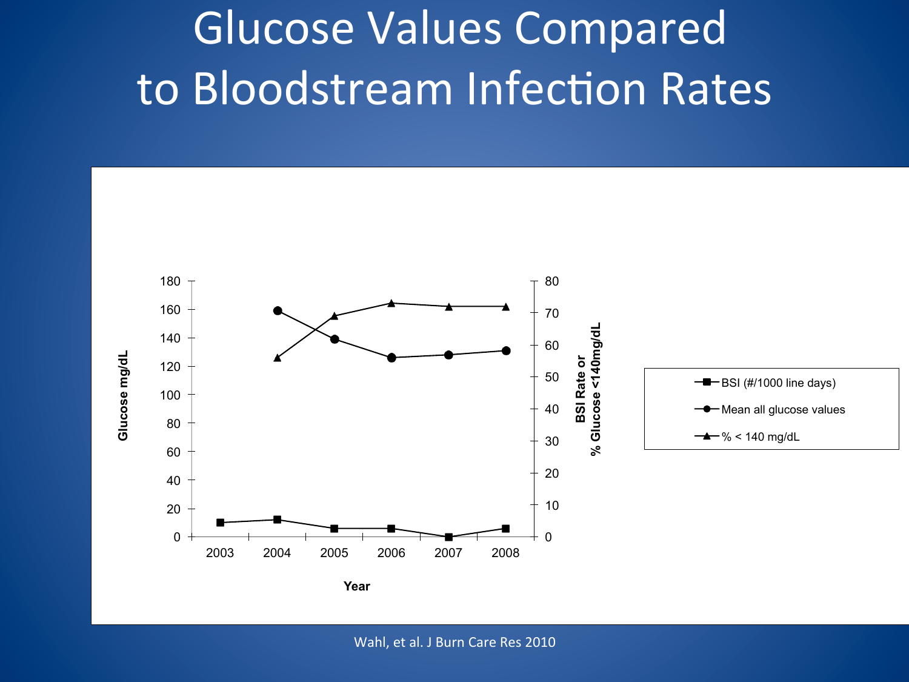# Glucose Values Compared to Bloodstream Infection Rates

Wahl, et al. J Burn Care Res 2010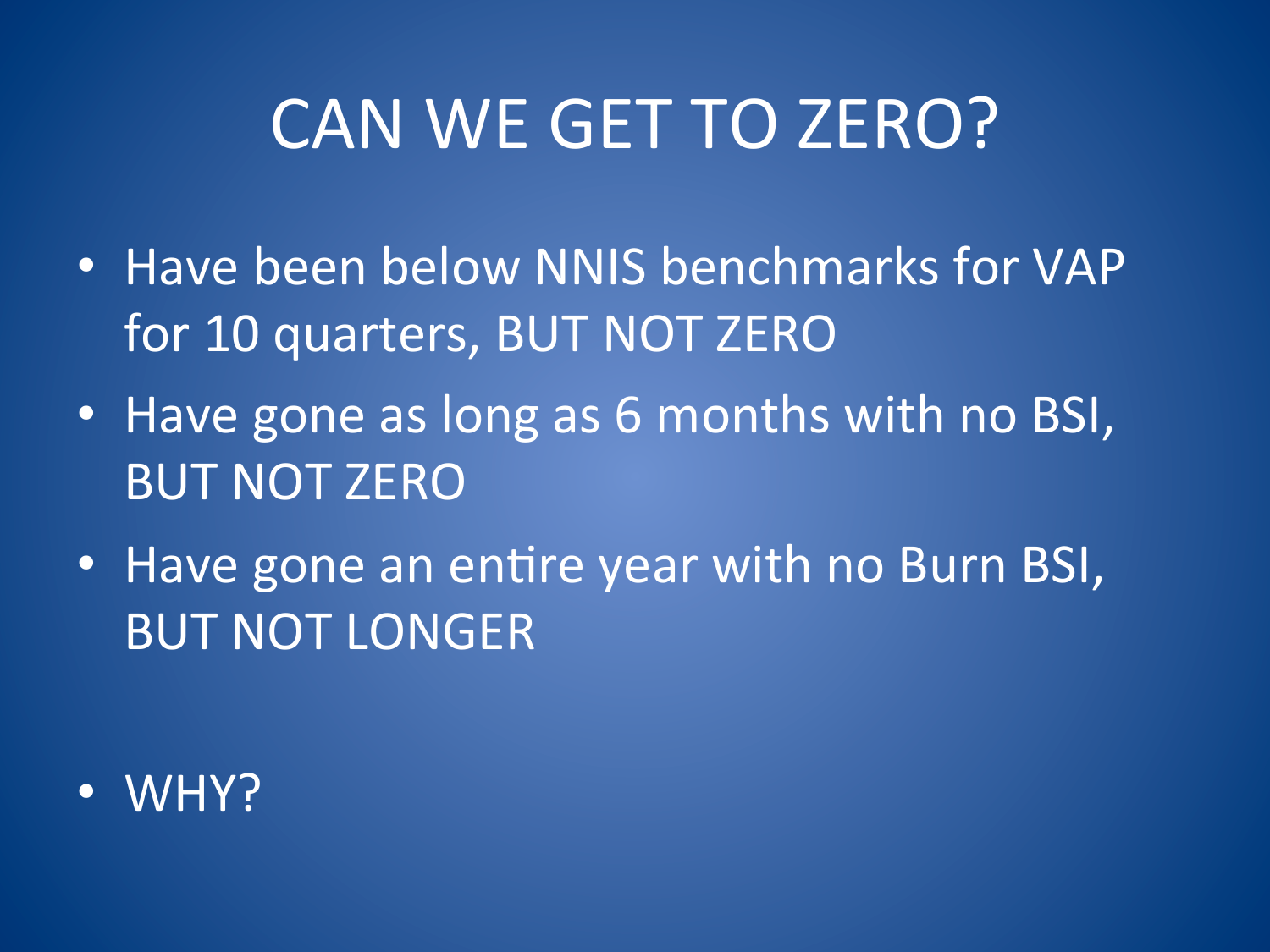# CAN WE GET TO ZERO?

- Have been below NNIS benchmarks for VAP for 10 quarters, BUT NOT ZERO
- Have gone as long as 6 months with no BSI, BUT NOT ZERO
- Have gone an entire year with no Burn BSI, BUT NOT LONGER
- WHY?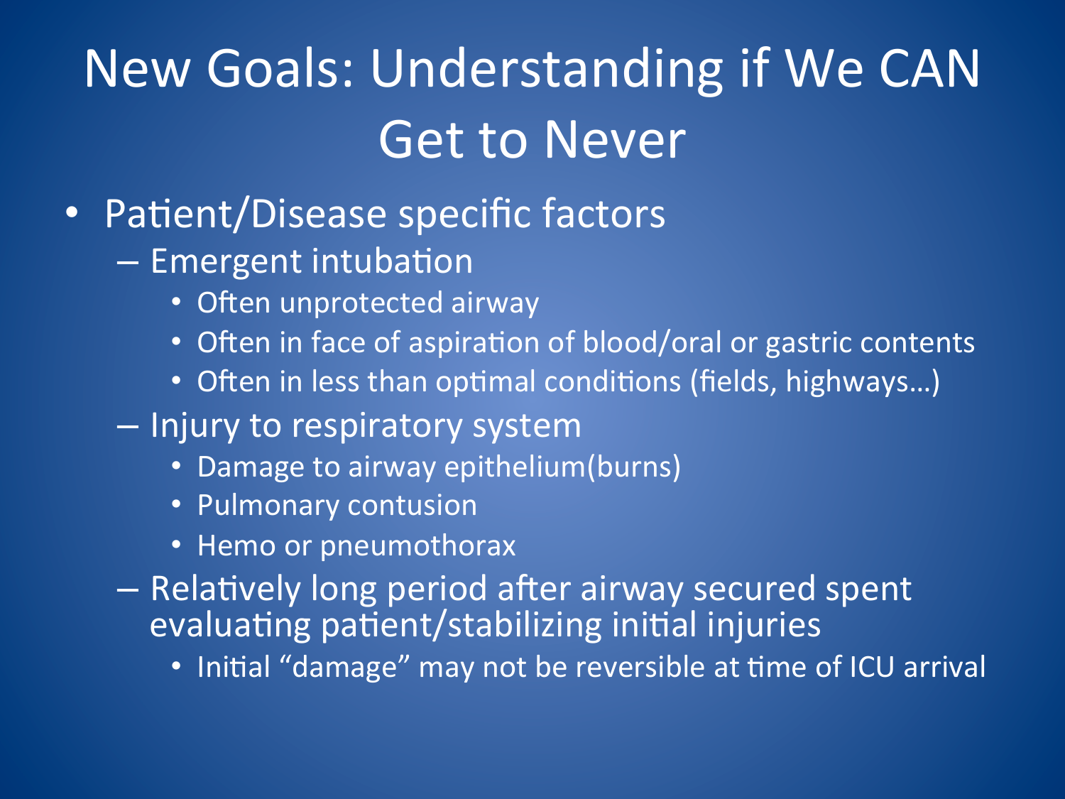# New Goals: Understanding if We CAN Get to Never

- Patient/Disease specific factors
  - Emergent intubation
    - Often unprotected airway
    - Often in face of aspiration of blood/oral or gastric contents
    - Often in less than optimal conditions (fields, highways…)
  - Injury to respiratory system
    - Damage to airway epithelium(burns)
    - Pulmonary contusion
    - Hemo or pneumothorax
  - Relatively long period after airway secured spent evaluating patient/stabilizing initial injuries
    - Initial "damage" may not be reversible at time of ICU arrival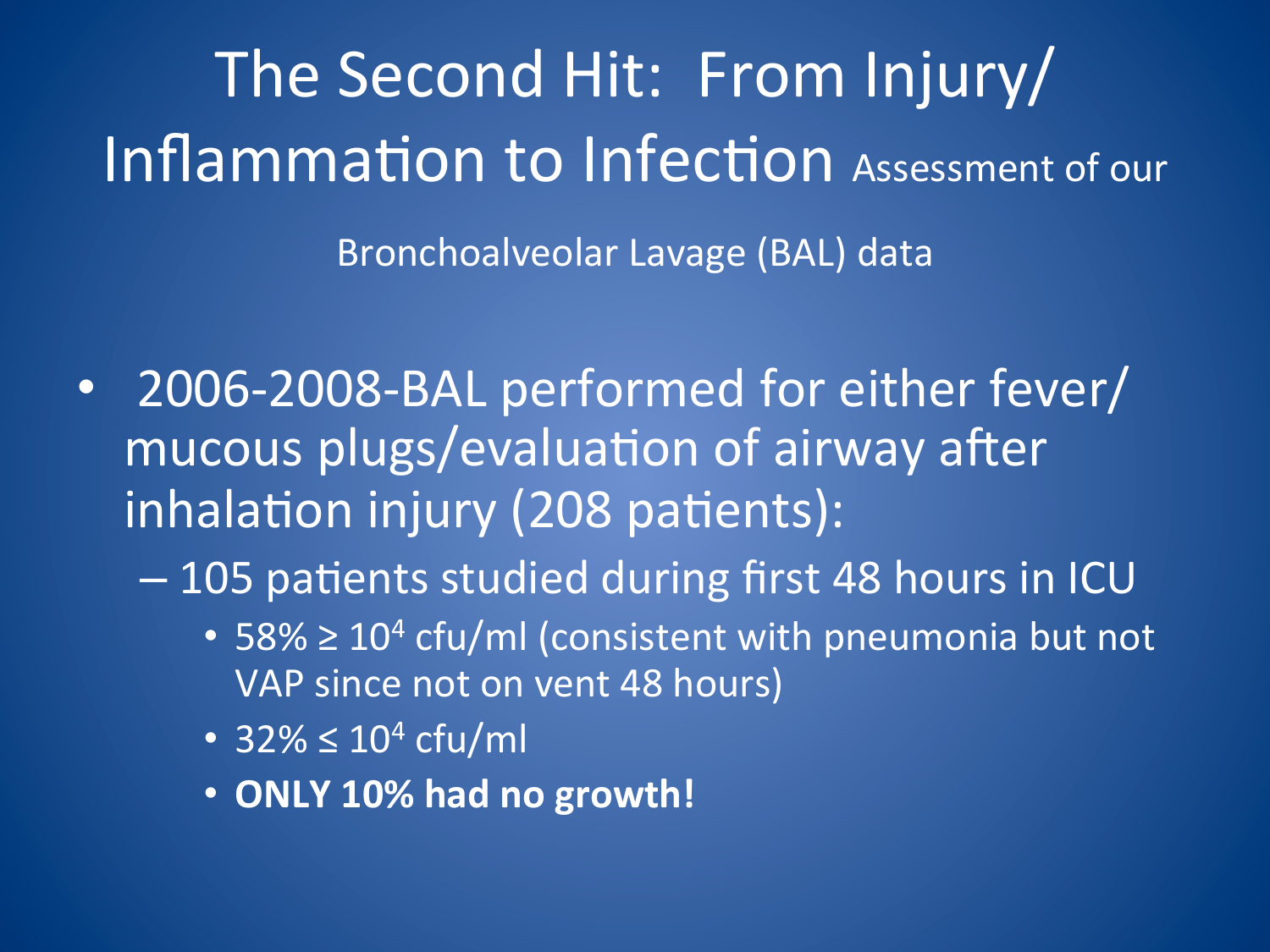# The Second Hit: From Injury/ Inflammation to Infection

Assessment of our Bronchoalveolar Lavage (BAL) data

- 2006-2008-BAL performed for either fever/ mucous plugs/evaluation of airway after inhalation injury (208 patients):
  - 105 patients studied during first 48 hours in ICU
    - 58% $\geq 10^4$ cfu/ml (consistent with pneumonia but not VAP since not on vent 48 hours)
    - 32% $\leq 10^4$ cfu/ml
    - **ONLY 10% had no growth!**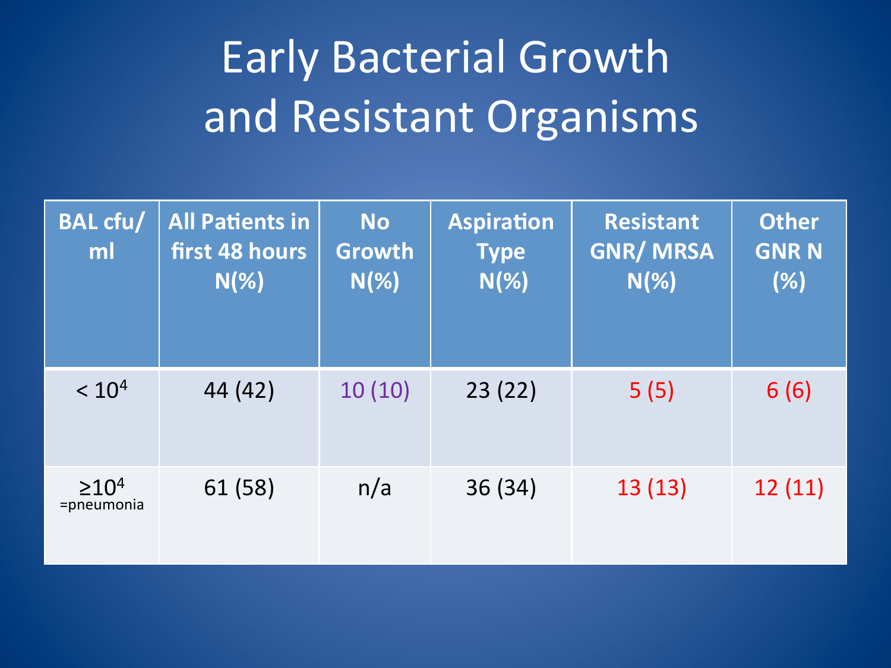# Early Bacterial Growth and Resistant Organisms

| BAL cfu/ml | All Patients in first 48 hours N(%) | No Growth N(%) | Aspiration Type N(%) | Resistant GNR/ MRSA N(%) | Other GNR N (%) |
|---|---|---|---|---|---|
| $< 10^4$ | 44 (42) | 10 (10) | 23 (22) | 5 (5) | 6 (6) |
| $\geq 10^4$ =pneumonia | 61 (58) | n/a | 36 (34) | 13 (13) | 12 (11) |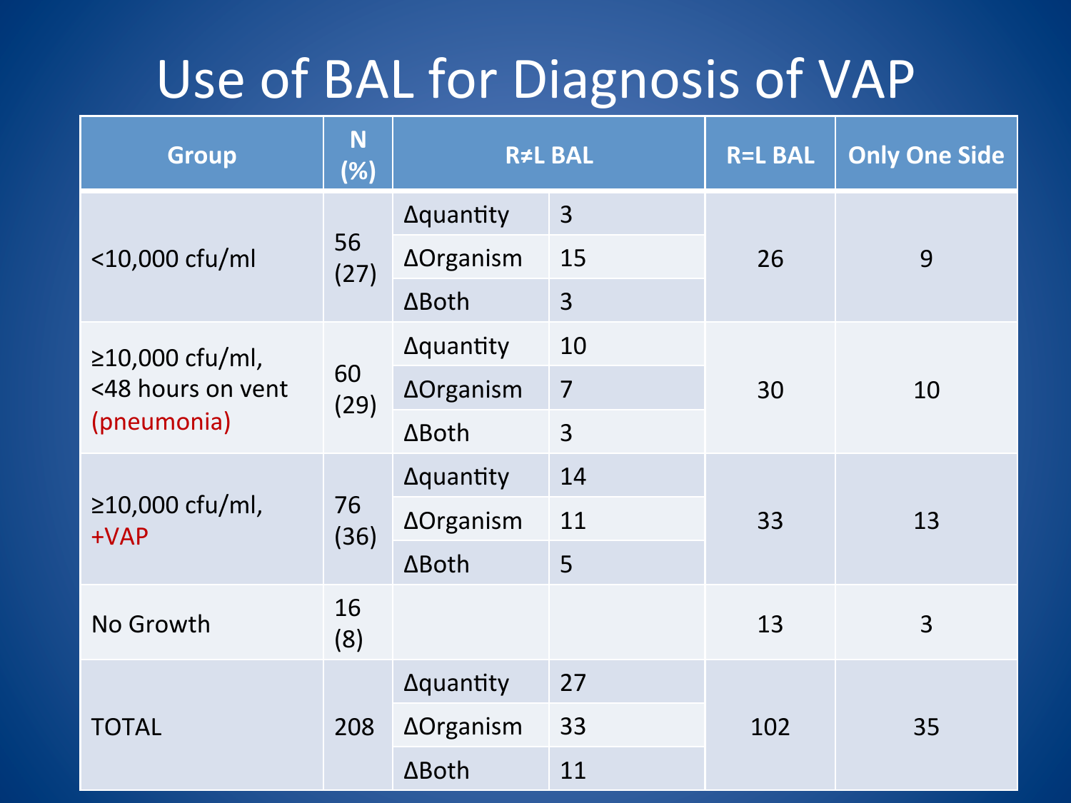# Use of BAL for Diagnosis of VAP

| Group | N (%) | R≠L BAL | | R=L BAL | Only One Side |
|---|---|---|---|---|---|
| <10,000 cfu/ml | 56 (27) | Δquantity | 3 | 26 | 9 |
| | | ΔOrganism | 15 | | |
| | | ΔBoth | 3 | | |
| ≥10,000 cfu/ml, <48 hours on vent (pneumonia) | 60 (29) | Δquantity | 10 | 30 | 10 |
| | | ΔOrganism | 7 | | |
| | | ΔBoth | 3 | | |
| ≥10,000 cfu/ml, +VAP | 76 (36) | Δquantity | 14 | 33 | 13 |
| | | ΔOrganism | 11 | | |
| | | ΔBoth | 5 | | |
| No Growth | 16 (8) | | | 13 | 3 |
| TOTAL | 208 | Δquantity | 27 | 102 | 35 |
| | | ΔOrganism | 33 | | |
| | | ΔBoth | 11 | | |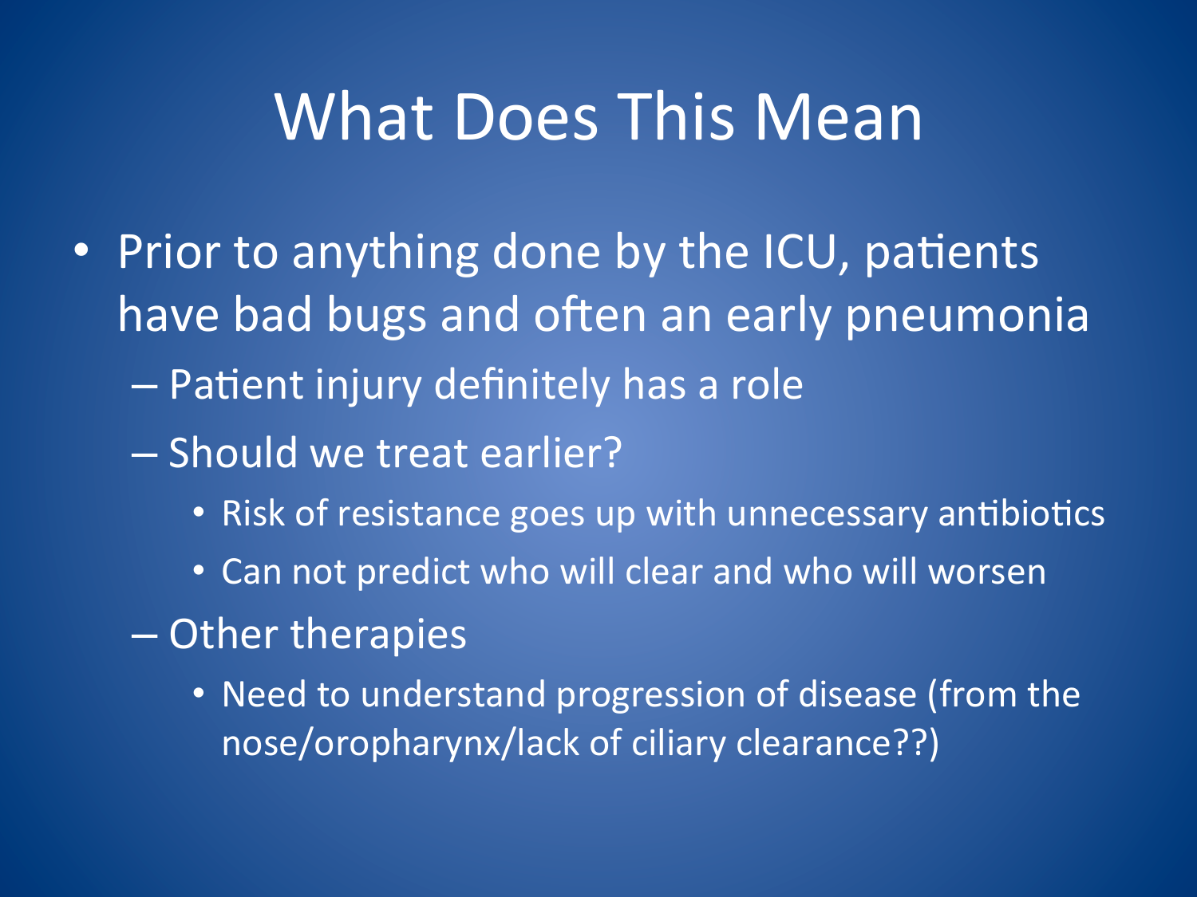# What Does This Mean

- Prior to anything done by the ICU, patients have bad bugs and often an early pneumonia
  - Patient injury definitely has a role
  - Should we treat earlier?
    - Risk of resistance goes up with unnecessary antibiotics
    - Can not predict who will clear and who will worsen
  - Other therapies
    - Need to understand progression of disease (from the nose/oropharynx/lack of ciliary clearance??)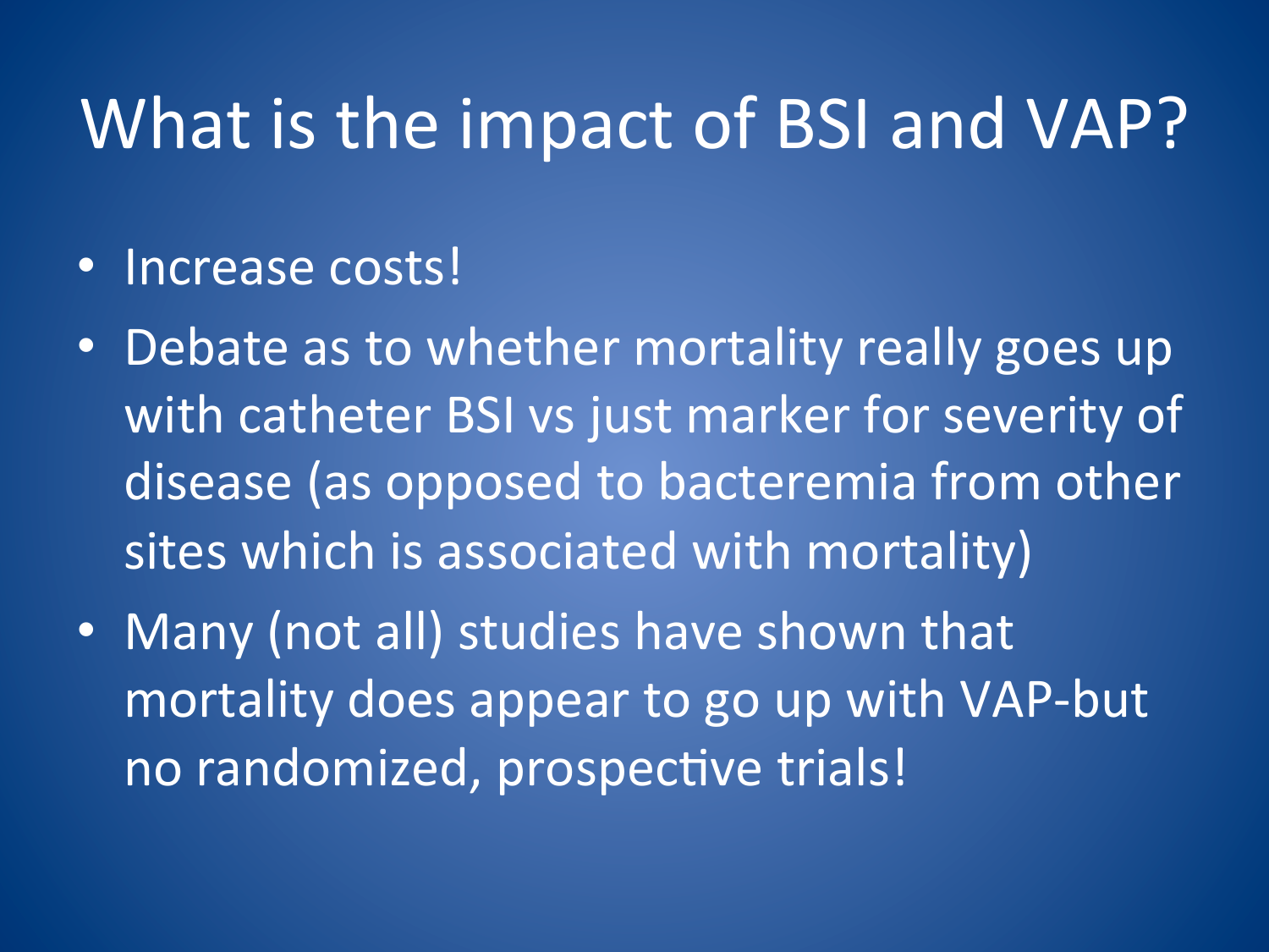# What is the impact of BSI and VAP?

- Increase costs!
- Debate as to whether mortality really goes up with catheter BSI vs just marker for severity of disease (as opposed to bacteremia from other sites which is associated with mortality)
- Many (not all) studies have shown that mortality does appear to go up with VAP-but no randomized, prospective trials!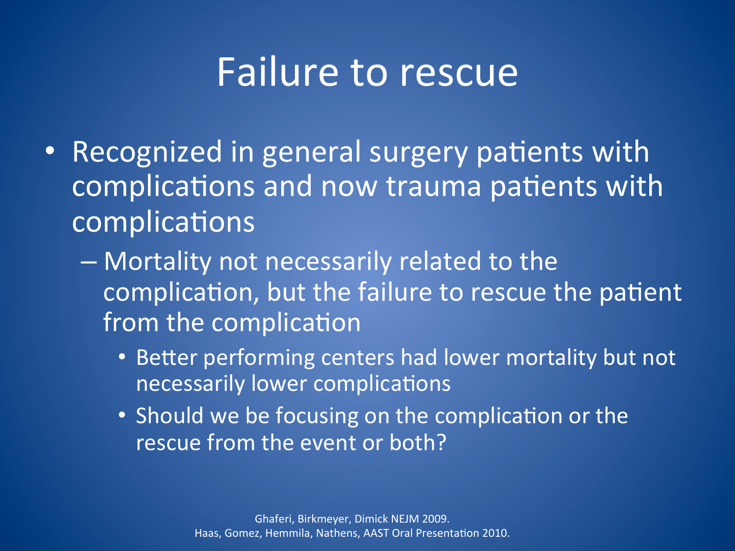# Failure to rescue

- Recognized in general surgery patients with complications and now trauma patients with complications
  - Mortality not necessarily related to the complication, but the failure to rescue the patient from the complication
    - Better performing centers had lower mortality but not necessarily lower complications
    - Should we be focusing on the complication or the rescue from the event or both?

Ghaferi, Birkmeyer, Dimick NEJM 2009.
Haas, Gomez, Hemmila, Nathens, AAST Oral Presentation 2010.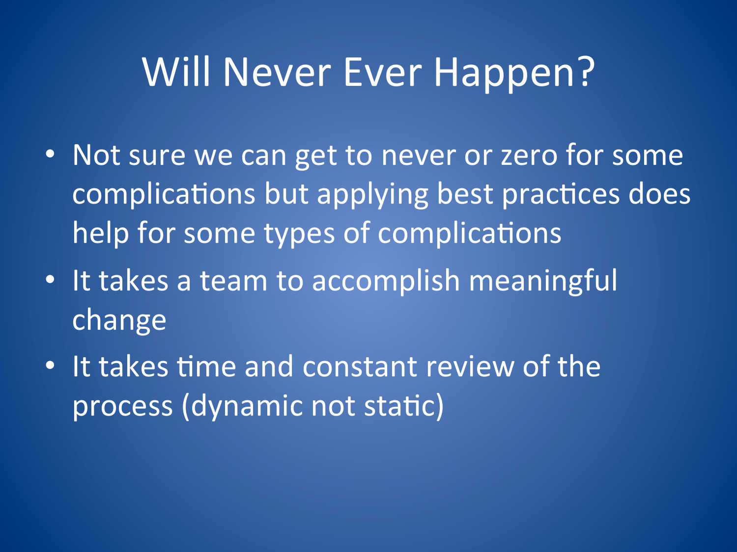# Will Never Ever Happen?

- Not sure we can get to never or zero for some complications but applying best practices does help for some types of complications
- It takes a team to accomplish meaningful change
- It takes time and constant review of the process (dynamic not static)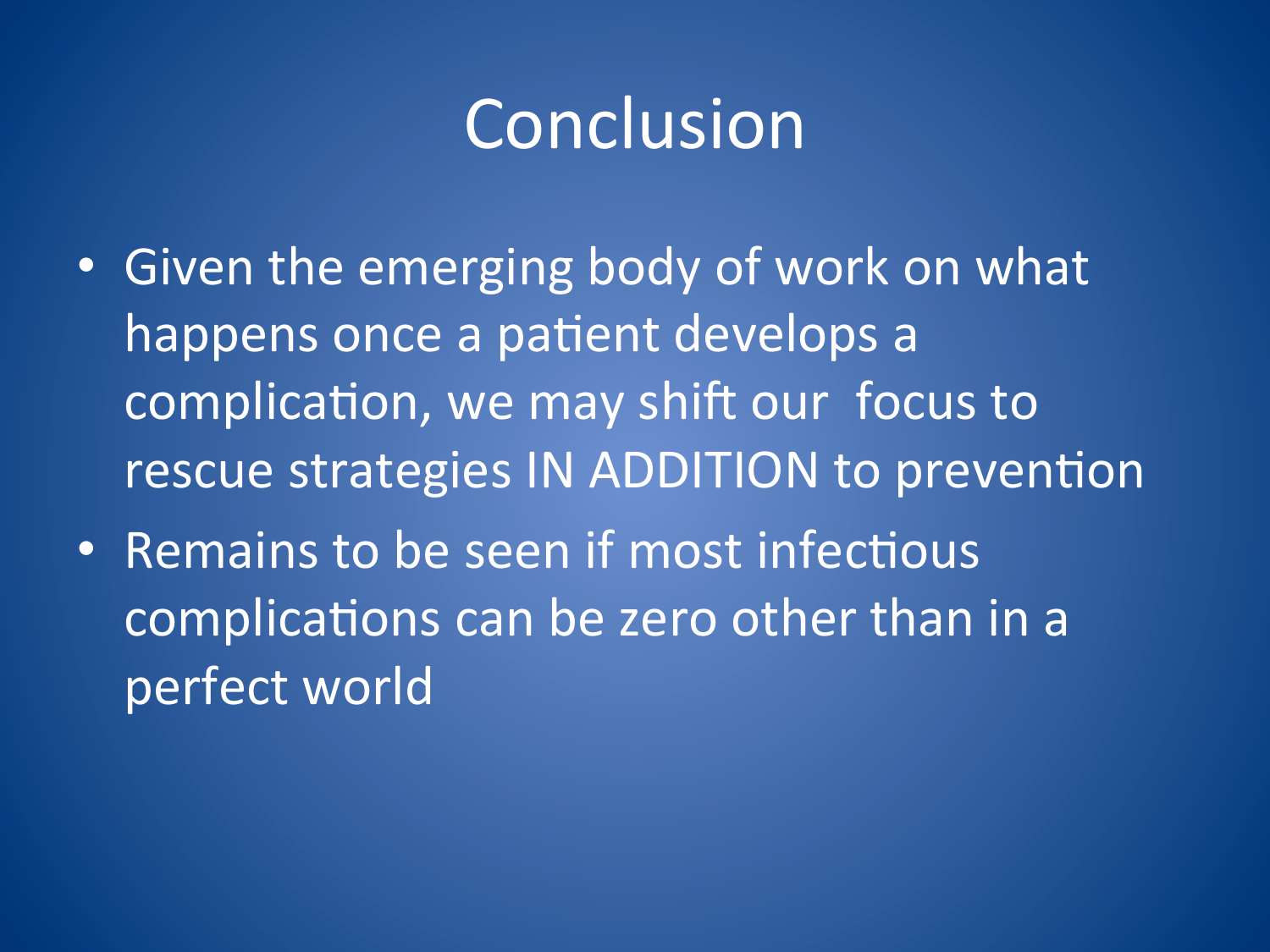# Conclusion

- Given the emerging body of work on what happens once a patient develops a complication, we may shift our focus to rescue strategies IN ADDITION to prevention
- Remains to be seen if most infectious complications can be zero other than in a perfect world